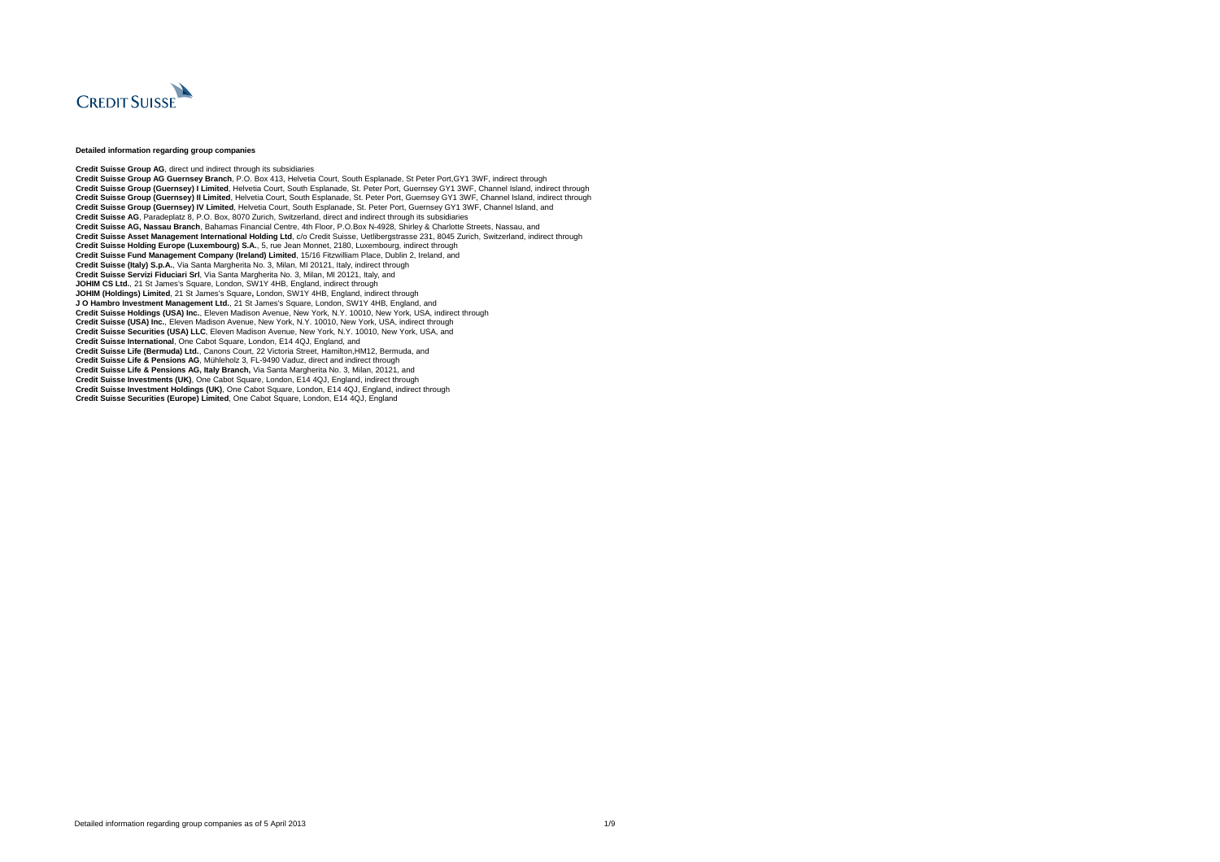**Detailed information regarding group companies**

**Credit Suisse Group AG**, direct und indirect through its subsidiaries
**Credit Suisse Group AG Guernsey Branch**, P.O. Box 413, Helvetia Court, South Esplanade, St Peter Port,GY1 3WF, indirect through
**Credit Suisse Group (Guernsey) I Limited**, Helvetia Court, South Esplanade, St. Peter Port, Guernsey GY1 3WF, Channel Island, indirect through
**Credit Suisse Group (Guernsey) II Limited**, Helvetia Court, South Esplanade, St. Peter Port, Guernsey GY1 3WF, Channel Island, indirect through
**Credit Suisse Group (Guernsey) IV Limited**, Helvetia Court, South Esplanade, St. Peter Port, Guernsey GY1 3WF, Channel Island, and
**Credit Suisse AG**, Paradeplatz 8, P.O. Box, 8070 Zurich, Switzerland, direct and indirect through its subsidiaries
**Credit Suisse AG, Nassau Branch**, Bahamas Financial Centre, 4th Floor, P.O.Box N-4928, Shirley & Charlotte Streets, Nassau, and
**Credit Suisse Asset Management International Holding Ltd**, c/o Credit Suisse, Uetlibergstrasse 231, 8045 Zurich, Switzerland, indirect through
**Credit Suisse Holding Europe (Luxembourg) S.A.**, 5, rue Jean Monnet, 2180, Luxembourg, indirect through
**Credit Suisse Fund Management Company (Ireland) Limited**, 15/16 Fitzwilliam Place, Dublin 2, Ireland, and
**Credit Suisse (Italy) S.p.A.**, Via Santa Margherita No. 3, Milan, MI 20121, Italy, indirect through
**Credit Suisse Servizi Fiduciari Srl**, Via Santa Margherita No. 3, Milan, MI 20121, Italy, and
**JOHIM CS Ltd.**, 21 St James's Square, London, SW1Y 4HB, England, indirect through
**JOHIM (Holdings) Limited**, 21 St James's Square**,** London, SW1Y 4HB, England, indirect through
**J O Hambro Investment Management Ltd.**, 21 St James's Square, London, SW1Y 4HB, England, and
**Credit Suisse Holdings (USA) Inc.**, Eleven Madison Avenue, New York, N.Y. 10010, New York, USA, indirect through
**Credit Suisse (USA) Inc.**, Eleven Madison Avenue, New York, N.Y. 10010, New York, USA, indirect through
**Credit Suisse Securities (USA) LLC**, Eleven Madison Avenue, New York, N.Y. 10010, New York, USA, and
**Credit Suisse International**, One Cabot Square, London, E14 4QJ, England, and
**Credit Suisse Life (Bermuda) Ltd.**, Canons Court, 22 Victoria Street, Hamilton,HM12, Bermuda, and
**Credit Suisse Life & Pensions AG**, Mühleholz 3, FL-9490 Vaduz, direct and indirect through
**Credit Suisse Life & Pensions AG, Italy Branch,** Via Santa Margherita No. 3, Milan, 20121, and
**Credit Suisse Investments (UK)**, One Cabot Square, London, E14 4QJ, England, indirect through
**Credit Suisse Investment Holdings (UK)**, One Cabot Square, London, E14 4QJ, England, indirect through
**Credit Suisse Securities (Europe) Limited**, One Cabot Square, London, E14 4QJ, England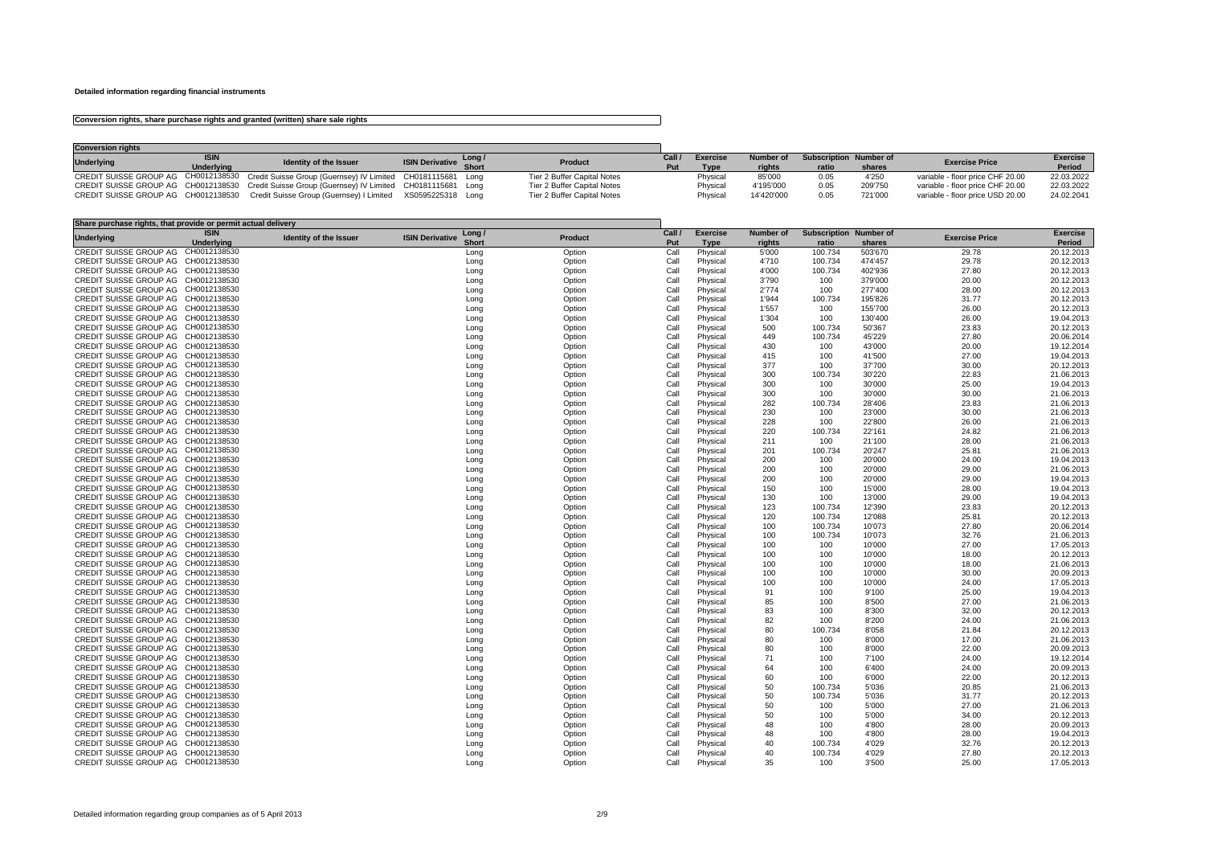**Detailed information regarding financial instruments**

**Conversion rights, share purchase rights and granted (written) share sale rights**

**Conversion rights**

| Underlying | ISIN Underlying | Identity of the Issuer | ISIN Derivative | Long / Short | Product | Call / Put | Exercise Type | Number of rights | Subscription ratio | Number of shares | Exercise Price | Exercise Period |
|---|---|---|---|---|---|---|---|---|---|---|---|---|
| CREDIT SUISSE GROUP AG | CH0012138530 | Credit Suisse Group (Guernsey) IV Limited | CH0181115681 | Long | Tier 2 Buffer Capital Notes | | Physical | 85'000 | 0.05 | 4'250 | variable - floor price CHF 20.00 | 22.03.2022 |
| CREDIT SUISSE GROUP AG | CH0012138530 | Credit Suisse Group (Guernsey) IV Limited | CH0181115681 | Long | Tier 2 Buffer Capital Notes | | Physical | 4'195'000 | 0.05 | 209'750 | variable - floor price CHF 20.00 | 22.03.2022 |
| CREDIT SUISSE GROUP AG | CH0012138530 | Credit Suisse Group (Guernsey) I Limited | XS0595225318 | Long | Tier 2 Buffer Capital Notes | | Physical | 14'420'000 | 0.05 | 721'000 | variable - floor price USD 20.00 | 24.02.2041 |

**Share purchase rights, that provide or permit actual delivery**

| Underlying | ISIN Underlying | Identity of the Issuer | ISIN Derivative | Long / Short | Product | Call / Put | Exercise Type | Number of rights | Subscription ratio | Number of shares | Exercise Price | Exercise Period |
|---|---|---|---|---|---|---|---|---|---|---|---|---|
| CREDIT SUISSE GROUP AG | CH0012138530 | | | Long | Option | Call | Physical | 5'000 | 100.734 | 503'670 | 29.78 | 20.12.2013 |
| CREDIT SUISSE GROUP AG | CH0012138530 | | | Long | Option | Call | Physical | 4'710 | 100.734 | 474'457 | 29.78 | 20.12.2013 |
| CREDIT SUISSE GROUP AG | CH0012138530 | | | Long | Option | Call | Physical | 4'000 | 100.734 | 402'936 | 27.80 | 20.12.2013 |
| CREDIT SUISSE GROUP AG | CH0012138530 | | | Long | Option | Call | Physical | 3'790 | 100 | 379'000 | 20.00 | 20.12.2013 |
| CREDIT SUISSE GROUP AG | CH0012138530 | | | Long | Option | Call | Physical | 2'774 | 100 | 277'400 | 28.00 | 20.12.2013 |
| CREDIT SUISSE GROUP AG | CH0012138530 | | | Long | Option | Call | Physical | 1'944 | 100.734 | 195'826 | 31.77 | 20.12.2013 |
| CREDIT SUISSE GROUP AG | CH0012138530 | | | Long | Option | Call | Physical | 1'557 | 100 | 155'700 | 26.00 | 20.12.2013 |
| CREDIT SUISSE GROUP AG | CH0012138530 | | | Long | Option | Call | Physical | 1'304 | 100 | 130'400 | 26.00 | 19.04.2013 |
| CREDIT SUISSE GROUP AG | CH0012138530 | | | Long | Option | Call | Physical | 500 | 100.734 | 50'367 | 23.83 | 20.12.2013 |
| CREDIT SUISSE GROUP AG | CH0012138530 | | | Long | Option | Call | Physical | 449 | 100.734 | 45'229 | 27.80 | 20.06.2014 |
| CREDIT SUISSE GROUP AG | CH0012138530 | | | Long | Option | Call | Physical | 430 | 100 | 43'000 | 20.00 | 19.12.2014 |
| CREDIT SUISSE GROUP AG | CH0012138530 | | | Long | Option | Call | Physical | 415 | 100 | 41'500 | 27.00 | 19.04.2013 |
| CREDIT SUISSE GROUP AG | CH0012138530 | | | Long | Option | Call | Physical | 377 | 100 | 37'700 | 30.00 | 20.12.2013 |
| CREDIT SUISSE GROUP AG | CH0012138530 | | | Long | Option | Call | Physical | 300 | 100.734 | 30'220 | 22.83 | 21.06.2013 |
| CREDIT SUISSE GROUP AG | CH0012138530 | | | Long | Option | Call | Physical | 300 | 100 | 30'000 | 25.00 | 19.04.2013 |
| CREDIT SUISSE GROUP AG | CH0012138530 | | | Long | Option | Call | Physical | 300 | 100 | 30'000 | 30.00 | 21.06.2013 |
| CREDIT SUISSE GROUP AG | CH0012138530 | | | Long | Option | Call | Physical | 282 | 100.734 | 28'406 | 23.83 | 21.06.2013 |
| CREDIT SUISSE GROUP AG | CH0012138530 | | | Long | Option | Call | Physical | 230 | 100 | 23'000 | 30.00 | 21.06.2013 |
| CREDIT SUISSE GROUP AG | CH0012138530 | | | Long | Option | Call | Physical | 228 | 100 | 22'800 | 26.00 | 21.06.2013 |
| CREDIT SUISSE GROUP AG | CH0012138530 | | | Long | Option | Call | Physical | 220 | 100.734 | 22'161 | 24.82 | 21.06.2013 |
| CREDIT SUISSE GROUP AG | CH0012138530 | | | Long | Option | Call | Physical | 211 | 100 | 21'100 | 28.00 | 21.06.2013 |
| CREDIT SUISSE GROUP AG | CH0012138530 | | | Long | Option | Call | Physical | 201 | 100.734 | 20'247 | 25.81 | 21.06.2013 |
| CREDIT SUISSE GROUP AG | CH0012138530 | | | Long | Option | Call | Physical | 200 | 100 | 20'000 | 24.00 | 19.04.2013 |
| CREDIT SUISSE GROUP AG | CH0012138530 | | | Long | Option | Call | Physical | 200 | 100 | 20'000 | 29.00 | 21.06.2013 |
| CREDIT SUISSE GROUP AG | CH0012138530 | | | Long | Option | Call | Physical | 200 | 100 | 20'000 | 29.00 | 19.04.2013 |
| CREDIT SUISSE GROUP AG | CH0012138530 | | | Long | Option | Call | Physical | 150 | 100 | 15'000 | 28.00 | 19.04.2013 |
| CREDIT SUISSE GROUP AG | CH0012138530 | | | Long | Option | Call | Physical | 130 | 100 | 13'000 | 29.00 | 19.04.2013 |
| CREDIT SUISSE GROUP AG | CH0012138530 | | | Long | Option | Call | Physical | 123 | 100.734 | 12'390 | 23.83 | 20.12.2013 |
| CREDIT SUISSE GROUP AG | CH0012138530 | | | Long | Option | Call | Physical | 120 | 100.734 | 12'088 | 25.81 | 20.12.2013 |
| CREDIT SUISSE GROUP AG | CH0012138530 | | | Long | Option | Call | Physical | 100 | 100.734 | 10'073 | 27.80 | 20.06.2014 |
| CREDIT SUISSE GROUP AG | CH0012138530 | | | Long | Option | Call | Physical | 100 | 100.734 | 10'073 | 32.76 | 21.06.2013 |
| CREDIT SUISSE GROUP AG | CH0012138530 | | | Long | Option | Call | Physical | 100 | 100 | 10'000 | 27.00 | 17.05.2013 |
| CREDIT SUISSE GROUP AG | CH0012138530 | | | Long | Option | Call | Physical | 100 | 100 | 10'000 | 18.00 | 20.12.2013 |
| CREDIT SUISSE GROUP AG | CH0012138530 | | | Long | Option | Call | Physical | 100 | 100 | 10'000 | 18.00 | 21.06.2013 |
| CREDIT SUISSE GROUP AG | CH0012138530 | | | Long | Option | Call | Physical | 100 | 100 | 10'000 | 30.00 | 20.09.2013 |
| CREDIT SUISSE GROUP AG | CH0012138530 | | | Long | Option | Call | Physical | 100 | 100 | 10'000 | 24.00 | 17.05.2013 |
| CREDIT SUISSE GROUP AG | CH0012138530 | | | Long | Option | Call | Physical | 91 | 100 | 9'100 | 25.00 | 19.04.2013 |
| CREDIT SUISSE GROUP AG | CH0012138530 | | | Long | Option | Call | Physical | 85 | 100 | 8'500 | 27.00 | 21.06.2013 |
| CREDIT SUISSE GROUP AG | CH0012138530 | | | Long | Option | Call | Physical | 83 | 100 | 8'300 | 32.00 | 20.12.2013 |
| CREDIT SUISSE GROUP AG | CH0012138530 | | | Long | Option | Call | Physical | 82 | 100 | 8'200 | 24.00 | 21.06.2013 |
| CREDIT SUISSE GROUP AG | CH0012138530 | | | Long | Option | Call | Physical | 80 | 100.734 | 8'058 | 21.84 | 20.12.2013 |
| CREDIT SUISSE GROUP AG | CH0012138530 | | | Long | Option | Call | Physical | 80 | 100 | 8'000 | 17.00 | 21.06.2013 |
| CREDIT SUISSE GROUP AG | CH0012138530 | | | Long | Option | Call | Physical | 80 | 100 | 8'000 | 22.00 | 20.09.2013 |
| CREDIT SUISSE GROUP AG | CH0012138530 | | | Long | Option | Call | Physical | 71 | 100 | 7'100 | 24.00 | 19.12.2014 |
| CREDIT SUISSE GROUP AG | CH0012138530 | | | Long | Option | Call | Physical | 64 | 100 | 6'400 | 24.00 | 20.09.2013 |
| CREDIT SUISSE GROUP AG | CH0012138530 | | | Long | Option | Call | Physical | 60 | 100 | 6'000 | 22.00 | 20.12.2013 |
| CREDIT SUISSE GROUP AG | CH0012138530 | | | Long | Option | Call | Physical | 50 | 100.734 | 5'036 | 20.85 | 21.06.2013 |
| CREDIT SUISSE GROUP AG | CH0012138530 | | | Long | Option | Call | Physical | 50 | 100.734 | 5'036 | 31.77 | 20.12.2013 |
| CREDIT SUISSE GROUP AG | CH0012138530 | | | Long | Option | Call | Physical | 50 | 100 | 5'000 | 27.00 | 21.06.2013 |
| CREDIT SUISSE GROUP AG | CH0012138530 | | | Long | Option | Call | Physical | 50 | 100 | 5'000 | 34.00 | 20.12.2013 |
| CREDIT SUISSE GROUP AG | CH0012138530 | | | Long | Option | Call | Physical | 48 | 100 | 4'800 | 28.00 | 20.09.2013 |
| CREDIT SUISSE GROUP AG | CH0012138530 | | | Long | Option | Call | Physical | 48 | 100 | 4'800 | 28.00 | 19.04.2013 |
| CREDIT SUISSE GROUP AG | CH0012138530 | | | Long | Option | Call | Physical | 40 | 100.734 | 4'029 | 32.76 | 20.12.2013 |
| CREDIT SUISSE GROUP AG | CH0012138530 | | | Long | Option | Call | Physical | 40 | 100.734 | 4'029 | 27.80 | 20.12.2013 |
| CREDIT SUISSE GROUP AG | CH0012138530 | | | Long | Option | Call | Physical | 35 | 100 | 3'500 | 25.00 | 17.05.2013 |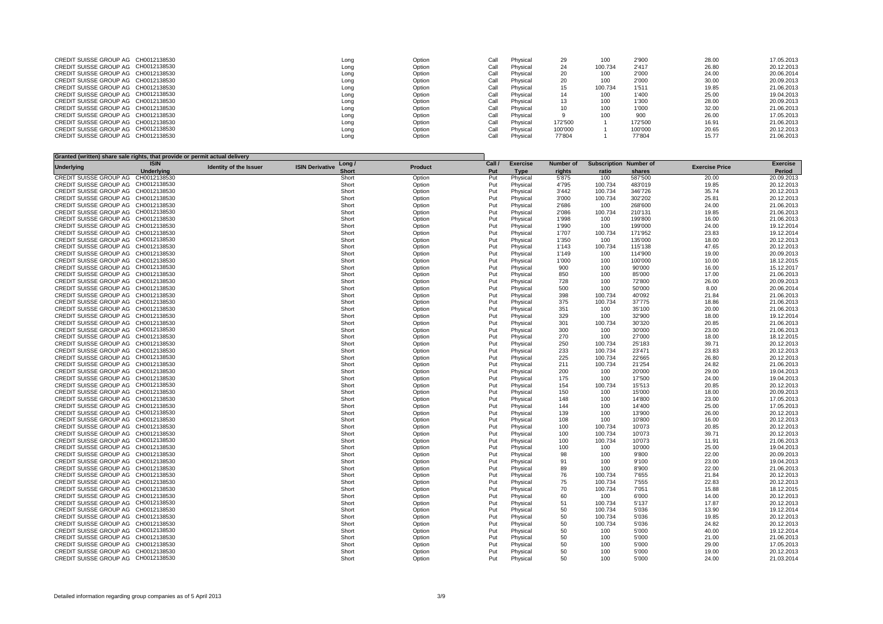| Underlying | ISIN Underlying | Identity of the Issuer | ISIN Derivative | Long / Short | Product | Call / Put | Exercise Type | Number of rights | Subscription ratio | Number of shares | Exercise Price | Exercise Period |
|---|---|---|---|---|---|---|---|---|---|---|---|---|
| CREDIT SUISSE GROUP AG | CH0012138530 | | | Long | Option | Call | Physical | 29 | 100 | 2'900 | 28.00 | 17.05.2013 |
| CREDIT SUISSE GROUP AG | CH0012138530 | | | Long | Option | Call | Physical | 24 | 100.734 | 2'417 | 26.80 | 20.12.2013 |
| CREDIT SUISSE GROUP AG | CH0012138530 | | | Long | Option | Call | Physical | 20 | 100 | 2'000 | 24.00 | 20.06.2014 |
| CREDIT SUISSE GROUP AG | CH0012138530 | | | Long | Option | Call | Physical | 20 | 100 | 2'000 | 30.00 | 20.09.2013 |
| CREDIT SUISSE GROUP AG | CH0012138530 | | | Long | Option | Call | Physical | 15 | 100.734 | 1'511 | 19.85 | 21.06.2013 |
| CREDIT SUISSE GROUP AG | CH0012138530 | | | Long | Option | Call | Physical | 14 | 100 | 1'400 | 25.00 | 19.04.2013 |
| CREDIT SUISSE GROUP AG | CH0012138530 | | | Long | Option | Call | Physical | 13 | 100 | 1'300 | 28.00 | 20.09.2013 |
| CREDIT SUISSE GROUP AG | CH0012138530 | | | Long | Option | Call | Physical | 10 | 100 | 1'000 | 32.00 | 21.06.2013 |
| CREDIT SUISSE GROUP AG | CH0012138530 | | | Long | Option | Call | Physical | 9 | 100 | 900 | 26.00 | 17.05.2013 |
| CREDIT SUISSE GROUP AG | CH0012138530 | | | Long | Option | Call | Physical | 172'500 | 1 | 172'500 | 16.91 | 21.06.2013 |
| CREDIT SUISSE GROUP AG | CH0012138530 | | | Long | Option | Call | Physical | 100'000 | 1 | 100'000 | 20.65 | 20.12.2013 |
| CREDIT SUISSE GROUP AG | CH0012138530 | | | Long | Option | Call | Physical | 77'804 | 1 | 77'804 | 15.77 | 21.06.2013 |

**Granted (written) share sale rights, that provide or permit actual delivery**

| Underlying | ISIN Underlying | Identity of the Issuer | ISIN Derivative | Long / Short | Product | Call / Put | Exercise Type | Number of rights | Subscription ratio | Number of shares | Exercise Price | Exercise Period |
|---|---|---|---|---|---|---|---|---|---|---|---|---|
| CREDIT SUISSE GROUP AG | CH0012138530 | | | Short | Option | Put | Physical | 5'875 | 100 | 587'500 | 20.00 | 20.09.2013 |
| CREDIT SUISSE GROUP AG | CH0012138530 | | | Short | Option | Put | Physical | 4'795 | 100.734 | 483'019 | 19.85 | 20.12.2013 |
| CREDIT SUISSE GROUP AG | CH0012138530 | | | Short | Option | Put | Physical | 3'442 | 100.734 | 346'726 | 35.74 | 20.12.2013 |
| CREDIT SUISSE GROUP AG | CH0012138530 | | | Short | Option | Put | Physical | 3'000 | 100.734 | 302'202 | 25.81 | 20.12.2013 |
| CREDIT SUISSE GROUP AG | CH0012138530 | | | Short | Option | Put | Physical | 2'686 | 100 | 268'600 | 24.00 | 21.06.2013 |
| CREDIT SUISSE GROUP AG | CH0012138530 | | | Short | Option | Put | Physical | 2'086 | 100.734 | 210'131 | 19.85 | 21.06.2013 |
| CREDIT SUISSE GROUP AG | CH0012138530 | | | Short | Option | Put | Physical | 1'998 | 100 | 199'800 | 16.00 | 21.06.2013 |
| CREDIT SUISSE GROUP AG | CH0012138530 | | | Short | Option | Put | Physical | 1'990 | 100 | 199'000 | 24.00 | 19.12.2014 |
| CREDIT SUISSE GROUP AG | CH0012138530 | | | Short | Option | Put | Physical | 1'707 | 100.734 | 171'952 | 23.83 | 19.12.2014 |
| CREDIT SUISSE GROUP AG | CH0012138530 | | | Short | Option | Put | Physical | 1'350 | 100 | 135'000 | 18.00 | 20.12.2013 |
| CREDIT SUISSE GROUP AG | CH0012138530 | | | Short | Option | Put | Physical | 1'143 | 100.734 | 115'138 | 47.65 | 20.12.2013 |
| CREDIT SUISSE GROUP AG | CH0012138530 | | | Short | Option | Put | Physical | 1'149 | 100 | 114'900 | 19.00 | 20.09.2013 |
| CREDIT SUISSE GROUP AG | CH0012138530 | | | Short | Option | Put | Physical | 1'000 | 100 | 100'000 | 10.00 | 18.12.2015 |
| CREDIT SUISSE GROUP AG | CH0012138530 | | | Short | Option | Put | Physical | 900 | 100 | 90'000 | 16.00 | 15.12.2017 |
| CREDIT SUISSE GROUP AG | CH0012138530 | | | Short | Option | Put | Physical | 850 | 100 | 85'000 | 17.00 | 21.06.2013 |
| CREDIT SUISSE GROUP AG | CH0012138530 | | | Short | Option | Put | Physical | 728 | 100 | 72'800 | 26.00 | 20.09.2013 |
| CREDIT SUISSE GROUP AG | CH0012138530 | | | Short | Option | Put | Physical | 500 | 100 | 50'000 | 8.00 | 20.06.2014 |
| CREDIT SUISSE GROUP AG | CH0012138530 | | | Short | Option | Put | Physical | 398 | 100.734 | 40'092 | 21.84 | 21.06.2013 |
| CREDIT SUISSE GROUP AG | CH0012138530 | | | Short | Option | Put | Physical | 375 | 100.734 | 37'775 | 18.86 | 21.06.2013 |
| CREDIT SUISSE GROUP AG | CH0012138530 | | | Short | Option | Put | Physical | 351 | 100 | 35'100 | 20.00 | 21.06.2013 |
| CREDIT SUISSE GROUP AG | CH0012138530 | | | Short | Option | Put | Physical | 329 | 100 | 32'900 | 18.00 | 19.12.2014 |
| CREDIT SUISSE GROUP AG | CH0012138530 | | | Short | Option | Put | Physical | 301 | 100.734 | 30'320 | 20.85 | 21.06.2013 |
| CREDIT SUISSE GROUP AG | CH0012138530 | | | Short | Option | Put | Physical | 300 | 100 | 30'000 | 23.00 | 21.06.2013 |
| CREDIT SUISSE GROUP AG | CH0012138530 | | | Short | Option | Put | Physical | 270 | 100 | 27'000 | 18.00 | 18.12.2015 |
| CREDIT SUISSE GROUP AG | CH0012138530 | | | Short | Option | Put | Physical | 250 | 100.734 | 25'183 | 39.71 | 20.12.2013 |
| CREDIT SUISSE GROUP AG | CH0012138530 | | | Short | Option | Put | Physical | 233 | 100.734 | 23'471 | 23.83 | 20.12.2013 |
| CREDIT SUISSE GROUP AG | CH0012138530 | | | Short | Option | Put | Physical | 225 | 100.734 | 22'665 | 26.80 | 20.12.2013 |
| CREDIT SUISSE GROUP AG | CH0012138530 | | | Short | Option | Put | Physical | 211 | 100.734 | 21'254 | 24.82 | 21.06.2013 |
| CREDIT SUISSE GROUP AG | CH0012138530 | | | Short | Option | Put | Physical | 200 | 100 | 20'000 | 29.00 | 19.04.2013 |
| CREDIT SUISSE GROUP AG | CH0012138530 | | | Short | Option | Put | Physical | 175 | 100 | 17'500 | 24.00 | 19.04.2013 |
| CREDIT SUISSE GROUP AG | CH0012138530 | | | Short | Option | Put | Physical | 154 | 100.734 | 15'513 | 20.85 | 20.12.2013 |
| CREDIT SUISSE GROUP AG | CH0012138530 | | | Short | Option | Put | Physical | 150 | 100 | 15'000 | 18.00 | 20.09.2013 |
| CREDIT SUISSE GROUP AG | CH0012138530 | | | Short | Option | Put | Physical | 148 | 100 | 14'800 | 23.00 | 17.05.2013 |
| CREDIT SUISSE GROUP AG | CH0012138530 | | | Short | Option | Put | Physical | 144 | 100 | 14'400 | 25.00 | 17.05.2013 |
| CREDIT SUISSE GROUP AG | CH0012138530 | | | Short | Option | Put | Physical | 139 | 100 | 13'900 | 26.00 | 20.12.2013 |
| CREDIT SUISSE GROUP AG | CH0012138530 | | | Short | Option | Put | Physical | 108 | 100 | 10'800 | 16.00 | 20.12.2013 |
| CREDIT SUISSE GROUP AG | CH0012138530 | | | Short | Option | Put | Physical | 100 | 100.734 | 10'073 | 20.85 | 20.12.2013 |
| CREDIT SUISSE GROUP AG | CH0012138530 | | | Short | Option | Put | Physical | 100 | 100.734 | 10'073 | 39.71 | 20.12.2013 |
| CREDIT SUISSE GROUP AG | CH0012138530 | | | Short | Option | Put | Physical | 100 | 100.734 | 10'073 | 11.91 | 21.06.2013 |
| CREDIT SUISSE GROUP AG | CH0012138530 | | | Short | Option | Put | Physical | 100 | 100 | 10'000 | 25.00 | 19.04.2013 |
| CREDIT SUISSE GROUP AG | CH0012138530 | | | Short | Option | Put | Physical | 98 | 100 | 9'800 | 22.00 | 20.09.2013 |
| CREDIT SUISSE GROUP AG | CH0012138530 | | | Short | Option | Put | Physical | 91 | 100 | 9'100 | 23.00 | 19.04.2013 |
| CREDIT SUISSE GROUP AG | CH0012138530 | | | Short | Option | Put | Physical | 89 | 100 | 8'900 | 22.00 | 21.06.2013 |
| CREDIT SUISSE GROUP AG | CH0012138530 | | | Short | Option | Put | Physical | 76 | 100.734 | 7'655 | 21.84 | 20.12.2013 |
| CREDIT SUISSE GROUP AG | CH0012138530 | | | Short | Option | Put | Physical | 75 | 100.734 | 7'555 | 22.83 | 20.12.2013 |
| CREDIT SUISSE GROUP AG | CH0012138530 | | | Short | Option | Put | Physical | 70 | 100.734 | 7'051 | 15.88 | 18.12.2015 |
| CREDIT SUISSE GROUP AG | CH0012138530 | | | Short | Option | Put | Physical | 60 | 100 | 6'000 | 14.00 | 20.12.2013 |
| CREDIT SUISSE GROUP AG | CH0012138530 | | | Short | Option | Put | Physical | 51 | 100.734 | 5'137 | 17.87 | 20.12.2013 |
| CREDIT SUISSE GROUP AG | CH0012138530 | | | Short | Option | Put | Physical | 50 | 100.734 | 5'036 | 13.90 | 19.12.2014 |
| CREDIT SUISSE GROUP AG | CH0012138530 | | | Short | Option | Put | Physical | 50 | 100.734 | 5'036 | 19.85 | 20.12.2013 |
| CREDIT SUISSE GROUP AG | CH0012138530 | | | Short | Option | Put | Physical | 50 | 100.734 | 5'036 | 24.82 | 20.12.2013 |
| CREDIT SUISSE GROUP AG | CH0012138530 | | | Short | Option | Put | Physical | 50 | 100 | 5'000 | 40.00 | 19.12.2014 |
| CREDIT SUISSE GROUP AG | CH0012138530 | | | Short | Option | Put | Physical | 50 | 100 | 5'000 | 21.00 | 21.06.2013 |
| CREDIT SUISSE GROUP AG | CH0012138530 | | | Short | Option | Put | Physical | 50 | 100 | 5'000 | 29.00 | 17.05.2013 |
| CREDIT SUISSE GROUP AG | CH0012138530 | | | Short | Option | Put | Physical | 50 | 100 | 5'000 | 19.00 | 20.12.2013 |
| CREDIT SUISSE GROUP AG | CH0012138530 | | | Short | Option | Put | Physical | 50 | 100 | 5'000 | 24.00 | 21.03.2014 |

Detailed information regarding group companies as of 5 April 2013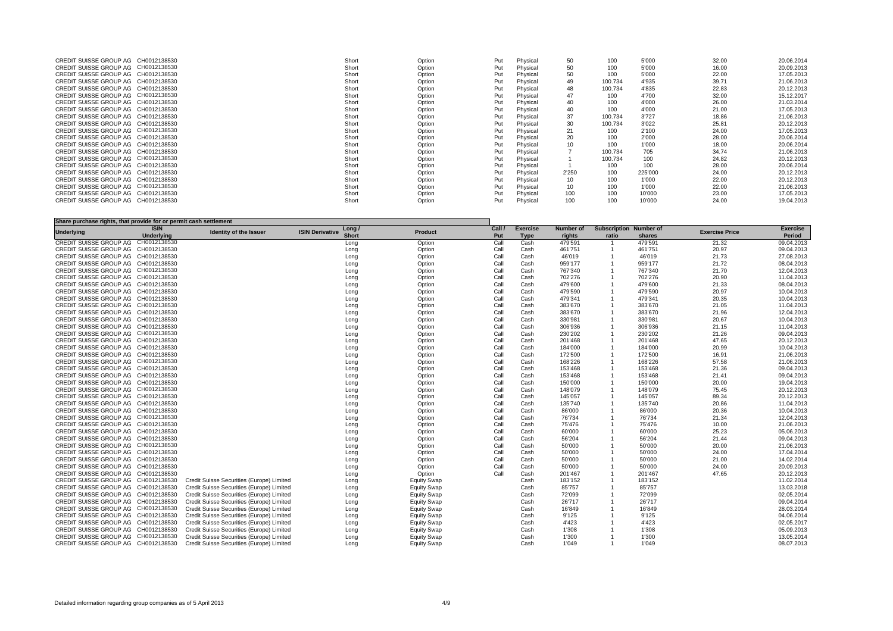| Underlying | ISIN Underlying | Identity of the Issuer | ISIN Derivative | Long / Short | Product | Call / Put | Exercise Type | Number of rights | Subscription ratio | Number of shares | Exercise Price | Exercise Period |
|---|---|---|---|---|---|---|---|---|---|---|---|---|
| CREDIT SUISSE GROUP AG | CH0012138530 | | | Short | Option | Put | Physical | 50 | 100 | 5'000 | 32.00 | 20.06.2014 |
| CREDIT SUISSE GROUP AG | CH0012138530 | | | Short | Option | Put | Physical | 50 | 100 | 5'000 | 16.00 | 20.09.2013 |
| CREDIT SUISSE GROUP AG | CH0012138530 | | | Short | Option | Put | Physical | 50 | 100 | 5'000 | 22.00 | 17.05.2013 |
| CREDIT SUISSE GROUP AG | CH0012138530 | | | Short | Option | Put | Physical | 49 | 100.734 | 4'935 | 39.71 | 21.06.2013 |
| CREDIT SUISSE GROUP AG | CH0012138530 | | | Short | Option | Put | Physical | 48 | 100.734 | 4'835 | 22.83 | 20.12.2013 |
| CREDIT SUISSE GROUP AG | CH0012138530 | | | Short | Option | Put | Physical | 47 | 100 | 4'700 | 32.00 | 15.12.2017 |
| CREDIT SUISSE GROUP AG | CH0012138530 | | | Short | Option | Put | Physical | 40 | 100 | 4'000 | 26.00 | 21.03.2014 |
| CREDIT SUISSE GROUP AG | CH0012138530 | | | Short | Option | Put | Physical | 40 | 100 | 4'000 | 21.00 | 17.05.2013 |
| CREDIT SUISSE GROUP AG | CH0012138530 | | | Short | Option | Put | Physical | 37 | 100.734 | 3'727 | 18.86 | 21.06.2013 |
| CREDIT SUISSE GROUP AG | CH0012138530 | | | Short | Option | Put | Physical | 30 | 100.734 | 3'022 | 25.81 | 20.12.2013 |
| CREDIT SUISSE GROUP AG | CH0012138530 | | | Short | Option | Put | Physical | 21 | 100 | 2'100 | 24.00 | 17.05.2013 |
| CREDIT SUISSE GROUP AG | CH0012138530 | | | Short | Option | Put | Physical | 20 | 100 | 2'000 | 28.00 | 20.06.2014 |
| CREDIT SUISSE GROUP AG | CH0012138530 | | | Short | Option | Put | Physical | 10 | 100 | 1'000 | 18.00 | 20.06.2014 |
| CREDIT SUISSE GROUP AG | CH0012138530 | | | Short | Option | Put | Physical | 7 | 100.734 | 705 | 34.74 | 21.06.2013 |
| CREDIT SUISSE GROUP AG | CH0012138530 | | | Short | Option | Put | Physical | 1 | 100.734 | 100 | 24.82 | 20.12.2013 |
| CREDIT SUISSE GROUP AG | CH0012138530 | | | Short | Option | Put | Physical | 1 | 100 | 100 | 28.00 | 20.06.2014 |
| CREDIT SUISSE GROUP AG | CH0012138530 | | | Short | Option | Put | Physical | 2'250 | 100 | 225'000 | 24.00 | 20.12.2013 |
| CREDIT SUISSE GROUP AG | CH0012138530 | | | Short | Option | Put | Physical | 10 | 100 | 1'000 | 22.00 | 20.12.2013 |
| CREDIT SUISSE GROUP AG | CH0012138530 | | | Short | Option | Put | Physical | 10 | 100 | 1'000 | 22.00 | 21.06.2013 |
| CREDIT SUISSE GROUP AG | CH0012138530 | | | Short | Option | Put | Physical | 100 | 100 | 10'000 | 23.00 | 17.05.2013 |
| CREDIT SUISSE GROUP AG | CH0012138530 | | | Short | Option | Put | Physical | 100 | 100 | 10'000 | 24.00 | 19.04.2013 |

**Share purchase rights, that provide for or permit cash settlement**

| Underlying | ISIN Underlying | Identity of the Issuer | ISIN Derivative | Long / Short | Product | Call / Put | Exercise Type | Number of rights | Subscription ratio | Number of shares | Exercise Price | Exercise Period |
|---|---|---|---|---|---|---|---|---|---|---|---|---|
| CREDIT SUISSE GROUP AG | CH0012138530 | | | Long | Option | Call | Cash | 479'591 | 1 | 479'591 | 21.32 | 09.04.2013 |
| CREDIT SUISSE GROUP AG | CH0012138530 | | | Long | Option | Call | Cash | 461'751 | 1 | 461'751 | 20.97 | 09.04.2013 |
| CREDIT SUISSE GROUP AG | CH0012138530 | | | Long | Option | Call | Cash | 46'019 | 1 | 46'019 | 21.73 | 27.08.2013 |
| CREDIT SUISSE GROUP AG | CH0012138530 | | | Long | Option | Call | Cash | 959'177 | 1 | 959'177 | 21.72 | 08.04.2013 |
| CREDIT SUISSE GROUP AG | CH0012138530 | | | Long | Option | Call | Cash | 767'340 | 1 | 767'340 | 21.70 | 12.04.2013 |
| CREDIT SUISSE GROUP AG | CH0012138530 | | | Long | Option | Call | Cash | 702'276 | 1 | 702'276 | 20.90 | 11.04.2013 |
| CREDIT SUISSE GROUP AG | CH0012138530 | | | Long | Option | Call | Cash | 479'600 | 1 | 479'600 | 21.33 | 08.04.2013 |
| CREDIT SUISSE GROUP AG | CH0012138530 | | | Long | Option | Call | Cash | 479'590 | 1 | 479'590 | 20.97 | 10.04.2013 |
| CREDIT SUISSE GROUP AG | CH0012138530 | | | Long | Option | Call | Cash | 479'341 | 1 | 479'341 | 20.35 | 10.04.2013 |
| CREDIT SUISSE GROUP AG | CH0012138530 | | | Long | Option | Call | Cash | 383'670 | 1 | 383'670 | 21.05 | 11.04.2013 |
| CREDIT SUISSE GROUP AG | CH0012138530 | | | Long | Option | Call | Cash | 383'670 | 1 | 383'670 | 21.96 | 12.04.2013 |
| CREDIT SUISSE GROUP AG | CH0012138530 | | | Long | Option | Call | Cash | 330'981 | 1 | 330'981 | 20.67 | 10.04.2013 |
| CREDIT SUISSE GROUP AG | CH0012138530 | | | Long | Option | Call | Cash | 306'936 | 1 | 306'936 | 21.15 | 11.04.2013 |
| CREDIT SUISSE GROUP AG | CH0012138530 | | | Long | Option | Call | Cash | 230'202 | 1 | 230'202 | 21.26 | 09.04.2013 |
| CREDIT SUISSE GROUP AG | CH0012138530 | | | Long | Option | Call | Cash | 201'468 | 1 | 201'468 | 47.65 | 20.12.2013 |
| CREDIT SUISSE GROUP AG | CH0012138530 | | | Long | Option | Call | Cash | 184'000 | 1 | 184'000 | 20.99 | 10.04.2013 |
| CREDIT SUISSE GROUP AG | CH0012138530 | | | Long | Option | Call | Cash | 172'500 | 1 | 172'500 | 16.91 | 21.06.2013 |
| CREDIT SUISSE GROUP AG | CH0012138530 | | | Long | Option | Call | Cash | 168'226 | 1 | 168'226 | 57.58 | 21.06.2013 |
| CREDIT SUISSE GROUP AG | CH0012138530 | | | Long | Option | Call | Cash | 153'468 | 1 | 153'468 | 21.36 | 09.04.2013 |
| CREDIT SUISSE GROUP AG | CH0012138530 | | | Long | Option | Call | Cash | 153'468 | 1 | 153'468 | 21.41 | 09.04.2013 |
| CREDIT SUISSE GROUP AG | CH0012138530 | | | Long | Option | Call | Cash | 150'000 | 1 | 150'000 | 20.00 | 19.04.2013 |
| CREDIT SUISSE GROUP AG | CH0012138530 | | | Long | Option | Call | Cash | 148'079 | 1 | 148'079 | 75.45 | 20.12.2013 |
| CREDIT SUISSE GROUP AG | CH0012138530 | | | Long | Option | Call | Cash | 145'057 | 1 | 145'057 | 89.34 | 20.12.2013 |
| CREDIT SUISSE GROUP AG | CH0012138530 | | | Long | Option | Call | Cash | 135'740 | 1 | 135'740 | 20.86 | 11.04.2013 |
| CREDIT SUISSE GROUP AG | CH0012138530 | | | Long | Option | Call | Cash | 86'000 | 1 | 86'000 | 20.36 | 10.04.2013 |
| CREDIT SUISSE GROUP AG | CH0012138530 | | | Long | Option | Call | Cash | 76'734 | 1 | 76'734 | 21.34 | 12.04.2013 |
| CREDIT SUISSE GROUP AG | CH0012138530 | | | Long | Option | Call | Cash | 75'476 | 1 | 75'476 | 10.00 | 21.06.2013 |
| CREDIT SUISSE GROUP AG | CH0012138530 | | | Long | Option | Call | Cash | 60'000 | 1 | 60'000 | 25.23 | 05.06.2013 |
| CREDIT SUISSE GROUP AG | CH0012138530 | | | Long | Option | Call | Cash | 56'204 | 1 | 56'204 | 21.44 | 09.04.2013 |
| CREDIT SUISSE GROUP AG | CH0012138530 | | | Long | Option | Call | Cash | 50'000 | 1 | 50'000 | 20.00 | 21.06.2013 |
| CREDIT SUISSE GROUP AG | CH0012138530 | | | Long | Option | Call | Cash | 50'000 | 1 | 50'000 | 24.00 | 17.04.2014 |
| CREDIT SUISSE GROUP AG | CH0012138530 | | | Long | Option | Call | Cash | 50'000 | 1 | 50'000 | 21.00 | 14.02.2014 |
| CREDIT SUISSE GROUP AG | CH0012138530 | | | Long | Option | Call | Cash | 50'000 | 1 | 50'000 | 24.00 | 20.09.2013 |
| CREDIT SUISSE GROUP AG | CH0012138530 | | | Long | Option | Call | Cash | 201'467 | 1 | 201'467 | 47.65 | 20.12.2013 |
| CREDIT SUISSE GROUP AG | CH0012138530 | Credit Suisse Securities (Europe) Limited | | Long | Equity Swap | | Cash | 183'152 | 1 | 183'152 | | 11.02.2014 |
| CREDIT SUISSE GROUP AG | CH0012138530 | Credit Suisse Securities (Europe) Limited | | Long | Equity Swap | | Cash | 85'757 | 1 | 85'757 | | 13.03.2018 |
| CREDIT SUISSE GROUP AG | CH0012138530 | Credit Suisse Securities (Europe) Limited | | Long | Equity Swap | | Cash | 72'099 | 1 | 72'099 | | 02.05.2014 |
| CREDIT SUISSE GROUP AG | CH0012138530 | Credit Suisse Securities (Europe) Limited | | Long | Equity Swap | | Cash | 26'717 | 1 | 26'717 | | 09.04.2014 |
| CREDIT SUISSE GROUP AG | CH0012138530 | Credit Suisse Securities (Europe) Limited | | Long | Equity Swap | | Cash | 16'849 | 1 | 16'849 | | 28.03.2014 |
| CREDIT SUISSE GROUP AG | CH0012138530 | Credit Suisse Securities (Europe) Limited | | Long | Equity Swap | | Cash | 9'125 | 1 | 9'125 | | 04.06.2014 |
| CREDIT SUISSE GROUP AG | CH0012138530 | Credit Suisse Securities (Europe) Limited | | Long | Equity Swap | | Cash | 4'423 | 1 | 4'423 | | 02.05.2017 |
| CREDIT SUISSE GROUP AG | CH0012138530 | Credit Suisse Securities (Europe) Limited | | Long | Equity Swap | | Cash | 1'308 | 1 | 1'308 | | 05.09.2013 |
| CREDIT SUISSE GROUP AG | CH0012138530 | Credit Suisse Securities (Europe) Limited | | Long | Equity Swap | | Cash | 1'300 | 1 | 1'300 | | 13.05.2014 |
| CREDIT SUISSE GROUP AG | CH0012138530 | Credit Suisse Securities (Europe) Limited | | Long | Equity Swap | | Cash | 1'049 | 1 | 1'049 | | 08.07.2013 |

Detailed information regarding group companies as of 5 April 2013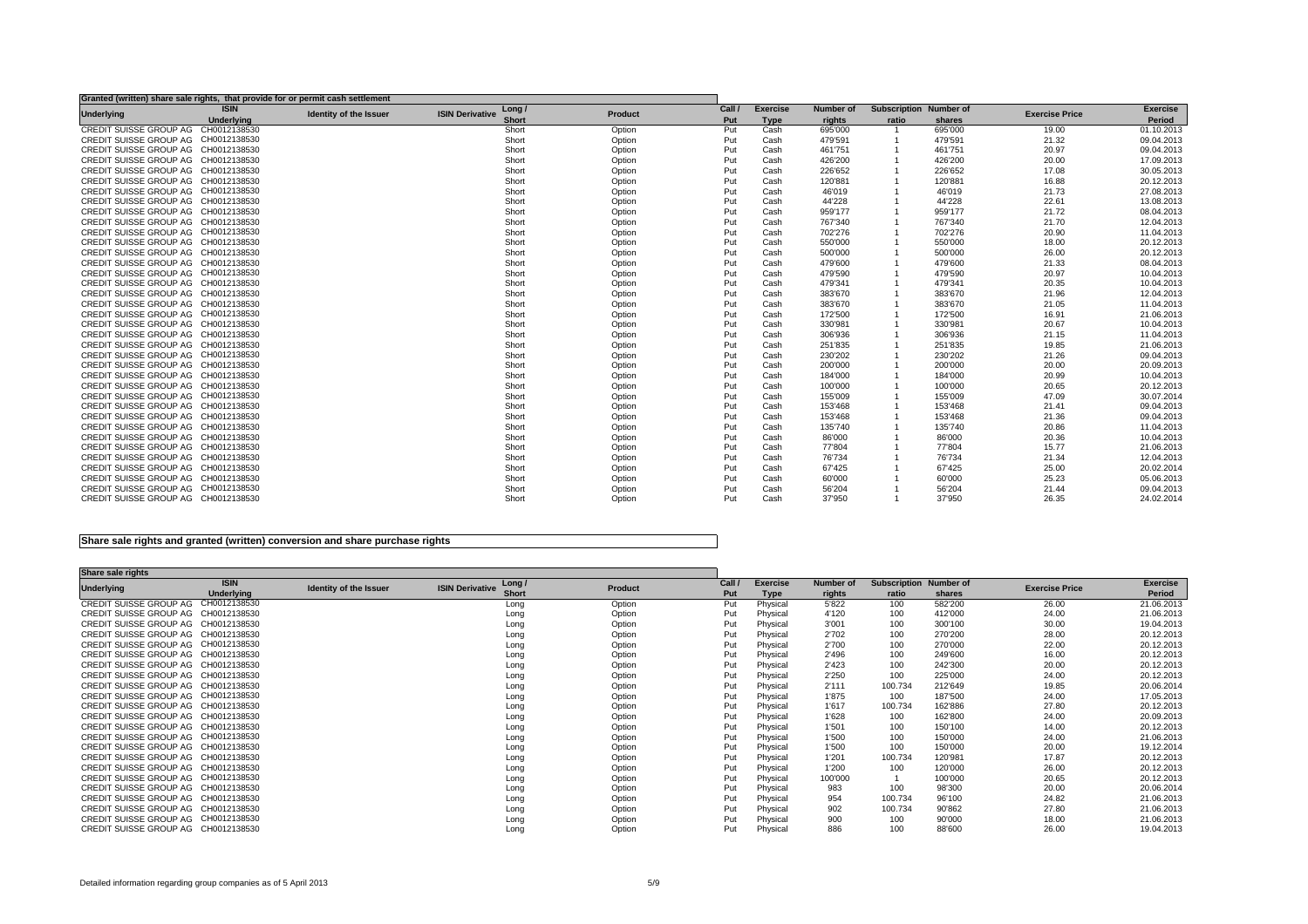**Granted (written) share sale rights, that provide for or permit cash settlement**

| Underlying | ISIN Underlying | Identity of the Issuer | ISIN Derivative | Long / Short | Product | Call / Put | Exercise Type | Number of rights | Subscription ratio | Number of shares | Exercise Price | Exercise Period |
|---|---|---|---|---|---|---|---|---|---|---|---|---|
| CREDIT SUISSE GROUP AG | CH0012138530 | | | Short | Option | Put | Cash | 695'000 | 1 | 695'000 | 19.00 | 01.10.2013 |
| CREDIT SUISSE GROUP AG | CH0012138530 | | | Short | Option | Put | Cash | 479'591 | 1 | 479'591 | 21.32 | 09.04.2013 |
| CREDIT SUISSE GROUP AG | CH0012138530 | | | Short | Option | Put | Cash | 461'751 | 1 | 461'751 | 20.97 | 09.04.2013 |
| CREDIT SUISSE GROUP AG | CH0012138530 | | | Short | Option | Put | Cash | 426'200 | 1 | 426'200 | 20.00 | 17.09.2013 |
| CREDIT SUISSE GROUP AG | CH0012138530 | | | Short | Option | Put | Cash | 226'652 | 1 | 226'652 | 17.08 | 30.05.2013 |
| CREDIT SUISSE GROUP AG | CH0012138530 | | | Short | Option | Put | Cash | 120'881 | 1 | 120'881 | 16.88 | 20.12.2013 |
| CREDIT SUISSE GROUP AG | CH0012138530 | | | Short | Option | Put | Cash | 46'019 | 1 | 46'019 | 21.73 | 27.08.2013 |
| CREDIT SUISSE GROUP AG | CH0012138530 | | | Short | Option | Put | Cash | 44'228 | 1 | 44'228 | 22.61 | 13.08.2013 |
| CREDIT SUISSE GROUP AG | CH0012138530 | | | Short | Option | Put | Cash | 959'177 | 1 | 959'177 | 21.72 | 08.04.2013 |
| CREDIT SUISSE GROUP AG | CH0012138530 | | | Short | Option | Put | Cash | 767'340 | 1 | 767'340 | 21.70 | 12.04.2013 |
| CREDIT SUISSE GROUP AG | CH0012138530 | | | Short | Option | Put | Cash | 702'276 | 1 | 702'276 | 20.90 | 11.04.2013 |
| CREDIT SUISSE GROUP AG | CH0012138530 | | | Short | Option | Put | Cash | 550'000 | 1 | 550'000 | 18.00 | 20.12.2013 |
| CREDIT SUISSE GROUP AG | CH0012138530 | | | Short | Option | Put | Cash | 500'000 | 1 | 500'000 | 26.00 | 20.12.2013 |
| CREDIT SUISSE GROUP AG | CH0012138530 | | | Short | Option | Put | Cash | 479'600 | 1 | 479'600 | 21.33 | 08.04.2013 |
| CREDIT SUISSE GROUP AG | CH0012138530 | | | Short | Option | Put | Cash | 479'590 | 1 | 479'590 | 20.97 | 10.04.2013 |
| CREDIT SUISSE GROUP AG | CH0012138530 | | | Short | Option | Put | Cash | 479'341 | 1 | 479'341 | 20.35 | 10.04.2013 |
| CREDIT SUISSE GROUP AG | CH0012138530 | | | Short | Option | Put | Cash | 383'670 | 1 | 383'670 | 21.96 | 12.04.2013 |
| CREDIT SUISSE GROUP AG | CH0012138530 | | | Short | Option | Put | Cash | 383'670 | 1 | 383'670 | 21.05 | 11.04.2013 |
| CREDIT SUISSE GROUP AG | CH0012138530 | | | Short | Option | Put | Cash | 172'500 | 1 | 172'500 | 16.91 | 21.06.2013 |
| CREDIT SUISSE GROUP AG | CH0012138530 | | | Short | Option | Put | Cash | 330'981 | 1 | 330'981 | 20.67 | 10.04.2013 |
| CREDIT SUISSE GROUP AG | CH0012138530 | | | Short | Option | Put | Cash | 306'936 | 1 | 306'936 | 21.15 | 11.04.2013 |
| CREDIT SUISSE GROUP AG | CH0012138530 | | | Short | Option | Put | Cash | 251'835 | 1 | 251'835 | 19.85 | 21.06.2013 |
| CREDIT SUISSE GROUP AG | CH0012138530 | | | Short | Option | Put | Cash | 230'202 | 1 | 230'202 | 21.26 | 09.04.2013 |
| CREDIT SUISSE GROUP AG | CH0012138530 | | | Short | Option | Put | Cash | 200'000 | 1 | 200'000 | 20.00 | 20.09.2013 |
| CREDIT SUISSE GROUP AG | CH0012138530 | | | Short | Option | Put | Cash | 184'000 | 1 | 184'000 | 20.99 | 10.04.2013 |
| CREDIT SUISSE GROUP AG | CH0012138530 | | | Short | Option | Put | Cash | 100'000 | 1 | 100'000 | 20.65 | 20.12.2013 |
| CREDIT SUISSE GROUP AG | CH0012138530 | | | Short | Option | Put | Cash | 155'009 | 1 | 155'009 | 47.09 | 30.07.2014 |
| CREDIT SUISSE GROUP AG | CH0012138530 | | | Short | Option | Put | Cash | 153'468 | 1 | 153'468 | 21.41 | 09.04.2013 |
| CREDIT SUISSE GROUP AG | CH0012138530 | | | Short | Option | Put | Cash | 153'468 | 1 | 153'468 | 21.36 | 09.04.2013 |
| CREDIT SUISSE GROUP AG | CH0012138530 | | | Short | Option | Put | Cash | 135'740 | 1 | 135'740 | 20.86 | 11.04.2013 |
| CREDIT SUISSE GROUP AG | CH0012138530 | | | Short | Option | Put | Cash | 86'000 | 1 | 86'000 | 20.36 | 10.04.2013 |
| CREDIT SUISSE GROUP AG | CH0012138530 | | | Short | Option | Put | Cash | 77'804 | 1 | 77'804 | 15.77 | 21.06.2013 |
| CREDIT SUISSE GROUP AG | CH0012138530 | | | Short | Option | Put | Cash | 76'734 | 1 | 76'734 | 21.34 | 12.04.2013 |
| CREDIT SUISSE GROUP AG | CH0012138530 | | | Short | Option | Put | Cash | 67'425 | 1 | 67'425 | 25.00 | 20.02.2014 |
| CREDIT SUISSE GROUP AG | CH0012138530 | | | Short | Option | Put | Cash | 60'000 | 1 | 60'000 | 25.23 | 05.06.2013 |
| CREDIT SUISSE GROUP AG | CH0012138530 | | | Short | Option | Put | Cash | 56'204 | 1 | 56'204 | 21.44 | 09.04.2013 |
| CREDIT SUISSE GROUP AG | CH0012138530 | | | Short | Option | Put | Cash | 37'950 | 1 | 37'950 | 26.35 | 24.02.2014 |

**Share sale rights and granted (written) conversion and share purchase rights**

**Share sale rights**

| Underlying | ISIN Underlying | Identity of the Issuer | ISIN Derivative | Long / Short | Product | Call / Put | Exercise Type | Number of rights | Subscription ratio | Number of shares | Exercise Price | Exercise Period |
|---|---|---|---|---|---|---|---|---|---|---|---|---|
| CREDIT SUISSE GROUP AG | CH0012138530 | | | Long | Option | Put | Physical | 5'822 | 100 | 582'200 | 26.00 | 21.06.2013 |
| CREDIT SUISSE GROUP AG | CH0012138530 | | | Long | Option | Put | Physical | 4'120 | 100 | 412'000 | 24.00 | 21.06.2013 |
| CREDIT SUISSE GROUP AG | CH0012138530 | | | Long | Option | Put | Physical | 3'001 | 100 | 300'100 | 30.00 | 19.04.2013 |
| CREDIT SUISSE GROUP AG | CH0012138530 | | | Long | Option | Put | Physical | 2'702 | 100 | 270'200 | 28.00 | 20.12.2013 |
| CREDIT SUISSE GROUP AG | CH0012138530 | | | Long | Option | Put | Physical | 2'700 | 100 | 270'000 | 22.00 | 20.12.2013 |
| CREDIT SUISSE GROUP AG | CH0012138530 | | | Long | Option | Put | Physical | 2'496 | 100 | 249'600 | 16.00 | 20.12.2013 |
| CREDIT SUISSE GROUP AG | CH0012138530 | | | Long | Option | Put | Physical | 2'423 | 100 | 242'300 | 20.00 | 20.12.2013 |
| CREDIT SUISSE GROUP AG | CH0012138530 | | | Long | Option | Put | Physical | 2'250 | 100 | 225'000 | 24.00 | 20.12.2013 |
| CREDIT SUISSE GROUP AG | CH0012138530 | | | Long | Option | Put | Physical | 2'111 | 100.734 | 212'649 | 19.85 | 20.06.2014 |
| CREDIT SUISSE GROUP AG | CH0012138530 | | | Long | Option | Put | Physical | 1'875 | 100 | 187'500 | 24.00 | 17.05.2013 |
| CREDIT SUISSE GROUP AG | CH0012138530 | | | Long | Option | Put | Physical | 1'617 | 100.734 | 162'886 | 27.80 | 20.12.2013 |
| CREDIT SUISSE GROUP AG | CH0012138530 | | | Long | Option | Put | Physical | 1'628 | 100 | 162'800 | 24.00 | 20.09.2013 |
| CREDIT SUISSE GROUP AG | CH0012138530 | | | Long | Option | Put | Physical | 1'501 | 100 | 150'100 | 14.00 | 20.12.2013 |
| CREDIT SUISSE GROUP AG | CH0012138530 | | | Long | Option | Put | Physical | 1'500 | 100 | 150'000 | 24.00 | 21.06.2013 |
| CREDIT SUISSE GROUP AG | CH0012138530 | | | Long | Option | Put | Physical | 1'500 | 100 | 150'000 | 20.00 | 19.12.2014 |
| CREDIT SUISSE GROUP AG | CH0012138530 | | | Long | Option | Put | Physical | 1'201 | 100.734 | 120'981 | 17.87 | 20.12.2013 |
| CREDIT SUISSE GROUP AG | CH0012138530 | | | Long | Option | Put | Physical | 1'200 | 100 | 120'000 | 26.00 | 20.12.2013 |
| CREDIT SUISSE GROUP AG | CH0012138530 | | | Long | Option | Put | Physical | 100'000 | 1 | 100'000 | 20.65 | 20.12.2013 |
| CREDIT SUISSE GROUP AG | CH0012138530 | | | Long | Option | Put | Physical | 983 | 100 | 98'300 | 20.00 | 20.06.2014 |
| CREDIT SUISSE GROUP AG | CH0012138530 | | | Long | Option | Put | Physical | 954 | 100.734 | 96'100 | 24.82 | 21.06.2013 |
| CREDIT SUISSE GROUP AG | CH0012138530 | | | Long | Option | Put | Physical | 902 | 100.734 | 90'862 | 27.80 | 21.06.2013 |
| CREDIT SUISSE GROUP AG | CH0012138530 | | | Long | Option | Put | Physical | 900 | 100 | 90'000 | 18.00 | 21.06.2013 |
| CREDIT SUISSE GROUP AG | CH0012138530 | | | Long | Option | Put | Physical | 886 | 100 | 88'600 | 26.00 | 19.04.2013 |

Detailed information regarding group companies as of 5 April 2013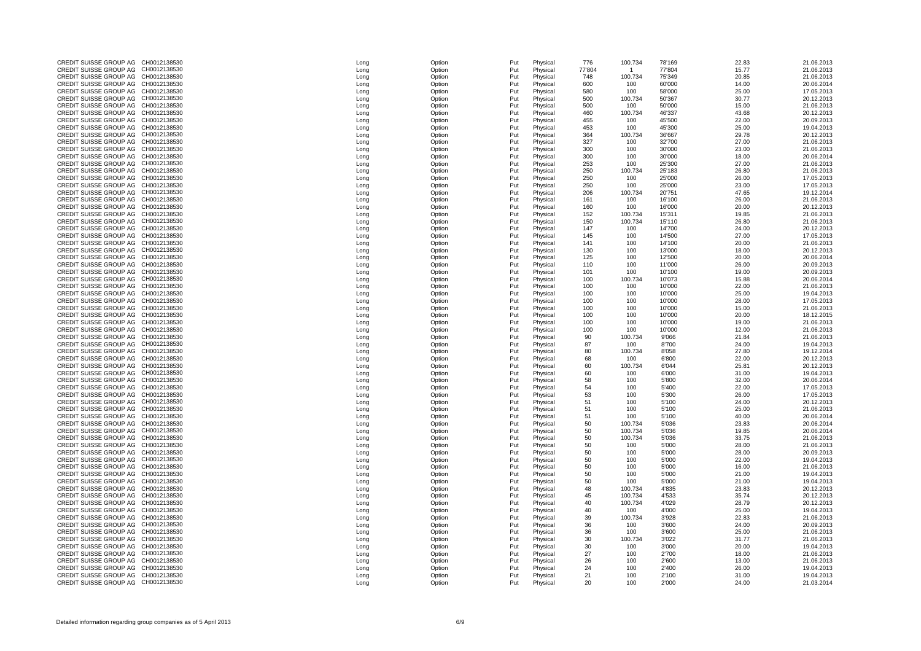| | | | | | | | | | | |
|---|---|---|---|---|---|---|---|---|---|---|
| CREDIT SUISSE GROUP AG | CH0012138530 | Long | Option | Put | Physical | 776 | 100.734 | 78'169 | 22.83 | 21.06.2013 |
| CREDIT SUISSE GROUP AG | CH0012138530 | Long | Option | Put | Physical | 77'804 | 1 | 77'804 | 15.77 | 21.06.2013 |
| CREDIT SUISSE GROUP AG | CH0012138530 | Long | Option | Put | Physical | 748 | 100.734 | 75'349 | 20.85 | 21.06.2013 |
| CREDIT SUISSE GROUP AG | CH0012138530 | Long | Option | Put | Physical | 600 | 100 | 60'000 | 14.00 | 20.06.2014 |
| CREDIT SUISSE GROUP AG | CH0012138530 | Long | Option | Put | Physical | 580 | 100 | 58'000 | 25.00 | 17.05.2013 |
| CREDIT SUISSE GROUP AG | CH0012138530 | Long | Option | Put | Physical | 500 | 100.734 | 50'367 | 30.77 | 20.12.2013 |
| CREDIT SUISSE GROUP AG | CH0012138530 | Long | Option | Put | Physical | 500 | 100 | 50'000 | 15.00 | 21.06.2013 |
| CREDIT SUISSE GROUP AG | CH0012138530 | Long | Option | Put | Physical | 460 | 100.734 | 46'337 | 43.68 | 20.12.2013 |
| CREDIT SUISSE GROUP AG | CH0012138530 | Long | Option | Put | Physical | 455 | 100 | 45'500 | 22.00 | 20.09.2013 |
| CREDIT SUISSE GROUP AG | CH0012138530 | Long | Option | Put | Physical | 453 | 100 | 45'300 | 25.00 | 19.04.2013 |
| CREDIT SUISSE GROUP AG | CH0012138530 | Long | Option | Put | Physical | 364 | 100.734 | 36'667 | 29.78 | 20.12.2013 |
| CREDIT SUISSE GROUP AG | CH0012138530 | Long | Option | Put | Physical | 327 | 100 | 32'700 | 27.00 | 21.06.2013 |
| CREDIT SUISSE GROUP AG | CH0012138530 | Long | Option | Put | Physical | 300 | 100 | 30'000 | 23.00 | 21.06.2013 |
| CREDIT SUISSE GROUP AG | CH0012138530 | Long | Option | Put | Physical | 300 | 100 | 30'000 | 18.00 | 20.06.2014 |
| CREDIT SUISSE GROUP AG | CH0012138530 | Long | Option | Put | Physical | 253 | 100 | 25'300 | 27.00 | 21.06.2013 |
| CREDIT SUISSE GROUP AG | CH0012138530 | Long | Option | Put | Physical | 250 | 100.734 | 25'183 | 26.80 | 21.06.2013 |
| CREDIT SUISSE GROUP AG | CH0012138530 | Long | Option | Put | Physical | 250 | 100 | 25'000 | 26.00 | 17.05.2013 |
| CREDIT SUISSE GROUP AG | CH0012138530 | Long | Option | Put | Physical | 250 | 100 | 25'000 | 23.00 | 17.05.2013 |
| CREDIT SUISSE GROUP AG | CH0012138530 | Long | Option | Put | Physical | 206 | 100.734 | 20'751 | 47.65 | 19.12.2014 |
| CREDIT SUISSE GROUP AG | CH0012138530 | Long | Option | Put | Physical | 161 | 100 | 16'100 | 26.00 | 21.06.2013 |
| CREDIT SUISSE GROUP AG | CH0012138530 | Long | Option | Put | Physical | 160 | 100 | 16'000 | 20.00 | 20.12.2013 |
| CREDIT SUISSE GROUP AG | CH0012138530 | Long | Option | Put | Physical | 152 | 100.734 | 15'311 | 19.85 | 21.06.2013 |
| CREDIT SUISSE GROUP AG | CH0012138530 | Long | Option | Put | Physical | 150 | 100.734 | 15'110 | 26.80 | 21.06.2013 |
| CREDIT SUISSE GROUP AG | CH0012138530 | Long | Option | Put | Physical | 147 | 100 | 14'700 | 24.00 | 20.12.2013 |
| CREDIT SUISSE GROUP AG | CH0012138530 | Long | Option | Put | Physical | 145 | 100 | 14'500 | 27.00 | 17.05.2013 |
| CREDIT SUISSE GROUP AG | CH0012138530 | Long | Option | Put | Physical | 141 | 100 | 14'100 | 20.00 | 21.06.2013 |
| CREDIT SUISSE GROUP AG | CH0012138530 | Long | Option | Put | Physical | 130 | 100 | 13'000 | 18.00 | 20.12.2013 |
| CREDIT SUISSE GROUP AG | CH0012138530 | Long | Option | Put | Physical | 125 | 100 | 12'500 | 20.00 | 20.06.2014 |
| CREDIT SUISSE GROUP AG | CH0012138530 | Long | Option | Put | Physical | 110 | 100 | 11'000 | 26.00 | 20.09.2013 |
| CREDIT SUISSE GROUP AG | CH0012138530 | Long | Option | Put | Physical | 101 | 100 | 10'100 | 19.00 | 20.09.2013 |
| CREDIT SUISSE GROUP AG | CH0012138530 | Long | Option | Put | Physical | 100 | 100.734 | 10'073 | 15.88 | 20.06.2014 |
| CREDIT SUISSE GROUP AG | CH0012138530 | Long | Option | Put | Physical | 100 | 100 | 10'000 | 22.00 | 21.06.2013 |
| CREDIT SUISSE GROUP AG | CH0012138530 | Long | Option | Put | Physical | 100 | 100 | 10'000 | 25.00 | 19.04.2013 |
| CREDIT SUISSE GROUP AG | CH0012138530 | Long | Option | Put | Physical | 100 | 100 | 10'000 | 28.00 | 17.05.2013 |
| CREDIT SUISSE GROUP AG | CH0012138530 | Long | Option | Put | Physical | 100 | 100 | 10'000 | 15.00 | 21.06.2013 |
| CREDIT SUISSE GROUP AG | CH0012138530 | Long | Option | Put | Physical | 100 | 100 | 10'000 | 20.00 | 18.12.2015 |
| CREDIT SUISSE GROUP AG | CH0012138530 | Long | Option | Put | Physical | 100 | 100 | 10'000 | 19.00 | 21.06.2013 |
| CREDIT SUISSE GROUP AG | CH0012138530 | Long | Option | Put | Physical | 100 | 100 | 10'000 | 12.00 | 21.06.2013 |
| CREDIT SUISSE GROUP AG | CH0012138530 | Long | Option | Put | Physical | 90 | 100.734 | 9'066 | 21.84 | 21.06.2013 |
| CREDIT SUISSE GROUP AG | CH0012138530 | Long | Option | Put | Physical | 87 | 100 | 8'700 | 24.00 | 19.04.2013 |
| CREDIT SUISSE GROUP AG | CH0012138530 | Long | Option | Put | Physical | 80 | 100.734 | 8'058 | 27.80 | 19.12.2014 |
| CREDIT SUISSE GROUP AG | CH0012138530 | Long | Option | Put | Physical | 68 | 100 | 6'800 | 22.00 | 20.12.2013 |
| CREDIT SUISSE GROUP AG | CH0012138530 | Long | Option | Put | Physical | 60 | 100.734 | 6'044 | 25.81 | 20.12.2013 |
| CREDIT SUISSE GROUP AG | CH0012138530 | Long | Option | Put | Physical | 60 | 100 | 6'000 | 31.00 | 19.04.2013 |
| CREDIT SUISSE GROUP AG | CH0012138530 | Long | Option | Put | Physical | 58 | 100 | 5'800 | 32.00 | 20.06.2014 |
| CREDIT SUISSE GROUP AG | CH0012138530 | Long | Option | Put | Physical | 54 | 100 | 5'400 | 22.00 | 17.05.2013 |
| CREDIT SUISSE GROUP AG | CH0012138530 | Long | Option | Put | Physical | 53 | 100 | 5'300 | 26.00 | 17.05.2013 |
| CREDIT SUISSE GROUP AG | CH0012138530 | Long | Option | Put | Physical | 51 | 100 | 5'100 | 24.00 | 20.12.2013 |
| CREDIT SUISSE GROUP AG | CH0012138530 | Long | Option | Put | Physical | 51 | 100 | 5'100 | 25.00 | 21.06.2013 |
| CREDIT SUISSE GROUP AG | CH0012138530 | Long | Option | Put | Physical | 51 | 100 | 5'100 | 40.00 | 20.06.2014 |
| CREDIT SUISSE GROUP AG | CH0012138530 | Long | Option | Put | Physical | 50 | 100.734 | 5'036 | 23.83 | 20.06.2014 |
| CREDIT SUISSE GROUP AG | CH0012138530 | Long | Option | Put | Physical | 50 | 100.734 | 5'036 | 19.85 | 20.06.2014 |
| CREDIT SUISSE GROUP AG | CH0012138530 | Long | Option | Put | Physical | 50 | 100.734 | 5'036 | 33.75 | 21.06.2013 |
| CREDIT SUISSE GROUP AG | CH0012138530 | Long | Option | Put | Physical | 50 | 100 | 5'000 | 28.00 | 21.06.2013 |
| CREDIT SUISSE GROUP AG | CH0012138530 | Long | Option | Put | Physical | 50 | 100 | 5'000 | 28.00 | 20.09.2013 |
| CREDIT SUISSE GROUP AG | CH0012138530 | Long | Option | Put | Physical | 50 | 100 | 5'000 | 22.00 | 19.04.2013 |
| CREDIT SUISSE GROUP AG | CH0012138530 | Long | Option | Put | Physical | 50 | 100 | 5'000 | 16.00 | 21.06.2013 |
| CREDIT SUISSE GROUP AG | CH0012138530 | Long | Option | Put | Physical | 50 | 100 | 5'000 | 21.00 | 19.04.2013 |
| CREDIT SUISSE GROUP AG | CH0012138530 | Long | Option | Put | Physical | 50 | 100 | 5'000 | 21.00 | 19.04.2013 |
| CREDIT SUISSE GROUP AG | CH0012138530 | Long | Option | Put | Physical | 48 | 100.734 | 4'835 | 23.83 | 20.12.2013 |
| CREDIT SUISSE GROUP AG | CH0012138530 | Long | Option | Put | Physical | 45 | 100.734 | 4'533 | 35.74 | 20.12.2013 |
| CREDIT SUISSE GROUP AG | CH0012138530 | Long | Option | Put | Physical | 40 | 100.734 | 4'029 | 28.79 | 20.12.2013 |
| CREDIT SUISSE GROUP AG | CH0012138530 | Long | Option | Put | Physical | 40 | 100 | 4'000 | 25.00 | 19.04.2013 |
| CREDIT SUISSE GROUP AG | CH0012138530 | Long | Option | Put | Physical | 39 | 100.734 | 3'928 | 22.83 | 21.06.2013 |
| CREDIT SUISSE GROUP AG | CH0012138530 | Long | Option | Put | Physical | 36 | 100 | 3'600 | 24.00 | 20.09.2013 |
| CREDIT SUISSE GROUP AG | CH0012138530 | Long | Option | Put | Physical | 36 | 100 | 3'600 | 25.00 | 21.06.2013 |
| CREDIT SUISSE GROUP AG | CH0012138530 | Long | Option | Put | Physical | 30 | 100.734 | 3'022 | 31.77 | 21.06.2013 |
| CREDIT SUISSE GROUP AG | CH0012138530 | Long | Option | Put | Physical | 30 | 100 | 3'000 | 20.00 | 19.04.2013 |
| CREDIT SUISSE GROUP AG | CH0012138530 | Long | Option | Put | Physical | 27 | 100 | 2'700 | 18.00 | 21.06.2013 |
| CREDIT SUISSE GROUP AG | CH0012138530 | Long | Option | Put | Physical | 26 | 100 | 2'600 | 13.00 | 21.06.2013 |
| CREDIT SUISSE GROUP AG | CH0012138530 | Long | Option | Put | Physical | 24 | 100 | 2'400 | 26.00 | 19.04.2013 |
| CREDIT SUISSE GROUP AG | CH0012138530 | Long | Option | Put | Physical | 21 | 100 | 2'100 | 31.00 | 19.04.2013 |
| CREDIT SUISSE GROUP AG | CH0012138530 | Long | Option | Put | Physical | 20 | 100 | 2'000 | 24.00 | 21.03.2014 |

Detailed information regarding group companies as of 5 April 2013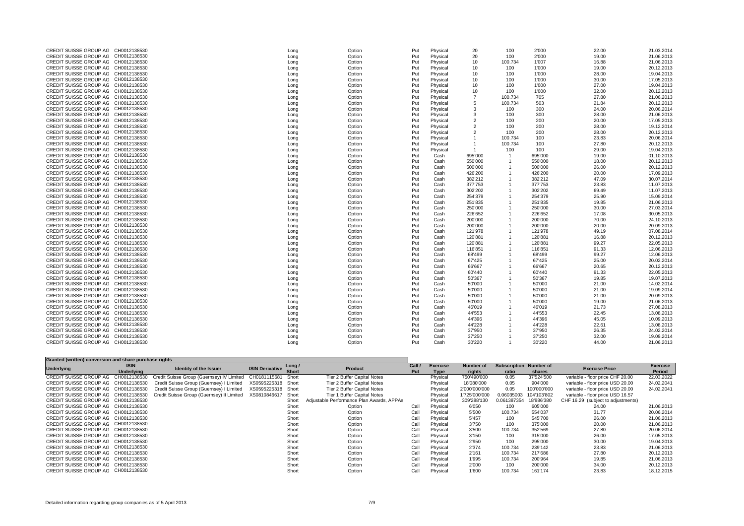| Underlying | ISIN Underlying | Identity of the Issuer | ISIN Derivative | Long / Short | Product | Call / Put | Exercise Type | Number of rights | Subscription ratio | Number of shares | Exercise Price | Exercise Period |
|---|---|---|---|---|---|---|---|---|---|---|---|---|
| CREDIT SUISSE GROUP AG | CH0012138530 | | | Long | Option | Put | Physical | 20 | 100 | 2'000 | 22.00 | 21.03.2014 |
| CREDIT SUISSE GROUP AG | CH0012138530 | | | Long | Option | Put | Physical | 20 | 100 | 2'000 | 19.00 | 21.06.2013 |
| CREDIT SUISSE GROUP AG | CH0012138530 | | | Long | Option | Put | Physical | 10 | 100.734 | 1'007 | 16.88 | 21.06.2013 |
| CREDIT SUISSE GROUP AG | CH0012138530 | | | Long | Option | Put | Physical | 10 | 100 | 1'000 | 19.00 | 20.12.2013 |
| CREDIT SUISSE GROUP AG | CH0012138530 | | | Long | Option | Put | Physical | 10 | 100 | 1'000 | 28.00 | 19.04.2013 |
| CREDIT SUISSE GROUP AG | CH0012138530 | | | Long | Option | Put | Physical | 10 | 100 | 1'000 | 30.00 | 17.05.2013 |
| CREDIT SUISSE GROUP AG | CH0012138530 | | | Long | Option | Put | Physical | 10 | 100 | 1'000 | 27.00 | 19.04.2013 |
| CREDIT SUISSE GROUP AG | CH0012138530 | | | Long | Option | Put | Physical | 10 | 100 | 1'000 | 32.00 | 20.12.2013 |
| CREDIT SUISSE GROUP AG | CH0012138530 | | | Long | Option | Put | Physical | 7 | 100.734 | 705 | 27.80 | 21.06.2013 |
| CREDIT SUISSE GROUP AG | CH0012138530 | | | Long | Option | Put | Physical | 5 | 100.734 | 503 | 21.84 | 20.12.2013 |
| CREDIT SUISSE GROUP AG | CH0012138530 | | | Long | Option | Put | Physical | 3 | 100 | 300 | 24.00 | 20.06.2014 |
| CREDIT SUISSE GROUP AG | CH0012138530 | | | Long | Option | Put | Physical | 3 | 100 | 300 | 28.00 | 21.06.2013 |
| CREDIT SUISSE GROUP AG | CH0012138530 | | | Long | Option | Put | Physical | 2 | 100 | 200 | 20.00 | 17.05.2013 |
| CREDIT SUISSE GROUP AG | CH0012138530 | | | Long | Option | Put | Physical | 2 | 100 | 200 | 28.00 | 19.12.2014 |
| CREDIT SUISSE GROUP AG | CH0012138530 | | | Long | Option | Put | Physical | 2 | 100 | 200 | 28.00 | 20.12.2013 |
| CREDIT SUISSE GROUP AG | CH0012138530 | | | Long | Option | Put | Physical | 1 | 100.734 | 100 | 23.83 | 20.06.2014 |
| CREDIT SUISSE GROUP AG | CH0012138530 | | | Long | Option | Put | Physical | 1 | 100.734 | 100 | 27.80 | 20.12.2013 |
| CREDIT SUISSE GROUP AG | CH0012138530 | | | Long | Option | Put | Physical | 1 | 100 | 100 | 29.00 | 19.04.2013 |
| CREDIT SUISSE GROUP AG | CH0012138530 | | | Long | Option | Put | Cash | 695'000 | 1 | 695'000 | 19.00 | 01.10.2013 |
| CREDIT SUISSE GROUP AG | CH0012138530 | | | Long | Option | Put | Cash | 550'000 | 1 | 550'000 | 18.00 | 20.12.2013 |
| CREDIT SUISSE GROUP AG | CH0012138530 | | | Long | Option | Put | Cash | 500'000 | 1 | 500'000 | 26.00 | 20.12.2013 |
| CREDIT SUISSE GROUP AG | CH0012138530 | | | Long | Option | Put | Cash | 426'200 | 1 | 426'200 | 20.00 | 17.09.2013 |
| CREDIT SUISSE GROUP AG | CH0012138530 | | | Long | Option | Put | Cash | 382'212 | 1 | 382'212 | 47.09 | 30.07.2014 |
| CREDIT SUISSE GROUP AG | CH0012138530 | | | Long | Option | Put | Cash | 377'753 | 1 | 377'753 | 23.83 | 11.07.2013 |
| CREDIT SUISSE GROUP AG | CH0012138530 | | | Long | Option | Put | Cash | 302'202 | 1 | 302'202 | 69.49 | 11.07.2013 |
| CREDIT SUISSE GROUP AG | CH0012138530 | | | Long | Option | Put | Cash | 254'379 | 1 | 254'379 | 25.90 | 15.09.2014 |
| CREDIT SUISSE GROUP AG | CH0012138530 | | | Long | Option | Put | Cash | 251'835 | 1 | 251'835 | 19.85 | 21.06.2013 |
| CREDIT SUISSE GROUP AG | CH0012138530 | | | Long | Option | Put | Cash | 250'000 | 1 | 250'000 | 30.00 | 27.03.2014 |
| CREDIT SUISSE GROUP AG | CH0012138530 | | | Long | Option | Put | Cash | 226'652 | 1 | 226'652 | 17.08 | 30.05.2013 |
| CREDIT SUISSE GROUP AG | CH0012138530 | | | Long | Option | Put | Cash | 200'000 | 1 | 200'000 | 70.00 | 24.10.2013 |
| CREDIT SUISSE GROUP AG | CH0012138530 | | | Long | Option | Put | Cash | 200'000 | 1 | 200'000 | 20.00 | 20.09.2013 |
| CREDIT SUISSE GROUP AG | CH0012138530 | | | Long | Option | Put | Cash | 121'978 | 1 | 121'978 | 49.19 | 07.08.2014 |
| CREDIT SUISSE GROUP AG | CH0012138530 | | | Long | Option | Put | Cash | 120'881 | 1 | 120'881 | 16.88 | 20.12.2013 |
| CREDIT SUISSE GROUP AG | CH0012138530 | | | Long | Option | Put | Cash | 120'881 | 1 | 120'881 | 99.27 | 22.05.2013 |
| CREDIT SUISSE GROUP AG | CH0012138530 | | | Long | Option | Put | Cash | 116'851 | 1 | 116'851 | 91.33 | 12.06.2013 |
| CREDIT SUISSE GROUP AG | CH0012138530 | | | Long | Option | Put | Cash | 68'499 | 1 | 68'499 | 99.27 | 12.06.2013 |
| CREDIT SUISSE GROUP AG | CH0012138530 | | | Long | Option | Put | Cash | 67'425 | 1 | 67'425 | 25.00 | 20.02.2014 |
| CREDIT SUISSE GROUP AG | CH0012138530 | | | Long | Option | Put | Cash | 66'667 | 1 | 66'667 | 20.65 | 20.12.2013 |
| CREDIT SUISSE GROUP AG | CH0012138530 | | | Long | Option | Put | Cash | 60'440 | 1 | 60'440 | 91.33 | 22.05.2013 |
| CREDIT SUISSE GROUP AG | CH0012138530 | | | Long | Option | Put | Cash | 50'367 | 1 | 50'367 | 19.85 | 19.07.2013 |
| CREDIT SUISSE GROUP AG | CH0012138530 | | | Long | Option | Put | Cash | 50'000 | 1 | 50'000 | 21.00 | 14.02.2014 |
| CREDIT SUISSE GROUP AG | CH0012138530 | | | Long | Option | Put | Cash | 50'000 | 1 | 50'000 | 21.00 | 19.09.2014 |
| CREDIT SUISSE GROUP AG | CH0012138530 | | | Long | Option | Put | Cash | 50'000 | 1 | 50'000 | 21.00 | 20.09.2013 |
| CREDIT SUISSE GROUP AG | CH0012138530 | | | Long | Option | Put | Cash | 50'000 | 1 | 50'000 | 19.00 | 21.06.2013 |
| CREDIT SUISSE GROUP AG | CH0012138530 | | | Long | Option | Put | Cash | 46'019 | 1 | 46'019 | 21.73 | 27.08.2013 |
| CREDIT SUISSE GROUP AG | CH0012138530 | | | Long | Option | Put | Cash | 44'553 | 1 | 44'553 | 22.45 | 13.08.2013 |
| CREDIT SUISSE GROUP AG | CH0012138530 | | | Long | Option | Put | Cash | 44'396 | 1 | 44'396 | 45.05 | 10.09.2013 |
| CREDIT SUISSE GROUP AG | CH0012138530 | | | Long | Option | Put | Cash | 44'228 | 1 | 44'228 | 22.61 | 13.08.2013 |
| CREDIT SUISSE GROUP AG | CH0012138530 | | | Long | Option | Put | Cash | 37'950 | 1 | 37'950 | 26.35 | 24.02.2014 |
| CREDIT SUISSE GROUP AG | CH0012138530 | | | Long | Option | Put | Cash | 37'250 | 1 | 37'250 | 32.00 | 19.09.2014 |
| CREDIT SUISSE GROUP AG | CH0012138530 | | | Long | Option | Put | Cash | 30'220 | 1 | 30'220 | 44.00 | 21.06.2013 |

**Granted (written) conversion and share purchase rights**

| Underlying | ISIN Underlying | Identity of the Issuer | ISIN Derivative | Long / Short | Product | Call / Put | Exercise Type | Number of rights | Subscription ratio | Number of shares | Exercise Price | Exercise Period |
|---|---|---|---|---|---|---|---|---|---|---|---|---|
| CREDIT SUISSE GROUP AG | CH0012138530 | Credit Suisse Group (Guernsey) IV Limited | CH0181115681 | Short | Tier 2 Buffer Capital Notes | | Physical | 750'490'000 | 0.05 | 37'524'500 | variable - floor price CHF 20.00 | 22.03.2022 |
| CREDIT SUISSE GROUP AG | CH0012138530 | Credit Suisse Group (Guernsey) I Limited | XS0595225318 | Short | Tier 2 Buffer Capital Notes | | Physical | 18'080'000 | 0.05 | 904'000 | variable - floor price USD 20.00 | 24.02.2041 |
| CREDIT SUISSE GROUP AG | CH0012138530 | Credit Suisse Group (Guernsey) I Limited | XS0595225318 | Short | Tier 2 Buffer Capital Notes | | Physical | 2'000'000'000 | 0.05 | 100'000'000 | variable - floor price USD 20.00 | 24.02.2041 |
| CREDIT SUISSE GROUP AG | CH0012138530 | Credit Suisse Group (Guernsey) II Limited | XS0810846617 | Short | Tier 1 Buffer Capital Notes | | Physical | 1'725'000'000 | 0.06035003 | 104'103'802 | variable - floor price USD 16.57 | |
| CREDIT SUISSE GROUP AG | CH0012138530 | | | Short | Adjustable Performance Plan Awards, APPAs | | Physical | 309'288'130 | 0.061387354 | 18'986'380 | CHF 16.29 (subject to adjustments) | |
| CREDIT SUISSE GROUP AG | CH0012138530 | | | Short | Option | Call | Physical | 6'050 | 100 | 605'000 | 24.00 | 21.06.2013 |
| CREDIT SUISSE GROUP AG | CH0012138530 | | | Short | Option | Call | Physical | 5'500 | 100.734 | 554'037 | 31.77 | 20.06.2014 |
| CREDIT SUISSE GROUP AG | CH0012138530 | | | Short | Option | Call | Physical | 5'457 | 100 | 545'700 | 26.00 | 21.06.2013 |
| CREDIT SUISSE GROUP AG | CH0012138530 | | | Short | Option | Call | Physical | 3'750 | 100 | 375'000 | 20.00 | 21.06.2013 |
| CREDIT SUISSE GROUP AG | CH0012138530 | | | Short | Option | Call | Physical | 3'500 | 100.734 | 352'569 | 27.80 | 20.06.2014 |
| CREDIT SUISSE GROUP AG | CH0012138530 | | | Short | Option | Call | Physical | 3'150 | 100 | 315'000 | 26.00 | 17.05.2013 |
| CREDIT SUISSE GROUP AG | CH0012138530 | | | Short | Option | Call | Physical | 2'950 | 100 | 295'000 | 30.00 | 19.04.2013 |
| CREDIT SUISSE GROUP AG | CH0012138530 | | | Short | Option | Call | Physical | 2'374 | 100.734 | 239'142 | 23.83 | 21.06.2013 |
| CREDIT SUISSE GROUP AG | CH0012138530 | | | Short | Option | Call | Physical | 2'161 | 100.734 | 217'686 | 27.80 | 20.12.2013 |
| CREDIT SUISSE GROUP AG | CH0012138530 | | | Short | Option | Call | Physical | 1'995 | 100.734 | 200'964 | 19.85 | 21.06.2013 |
| CREDIT SUISSE GROUP AG | CH0012138530 | | | Short | Option | Call | Physical | 2'000 | 100 | 200'000 | 34.00 | 20.12.2013 |
| CREDIT SUISSE GROUP AG | CH0012138530 | | | Short | Option | Call | Physical | 1'600 | 100.734 | 161'174 | 23.83 | 18.12.2015 |

Detailed information regarding group companies as of 5 April 2013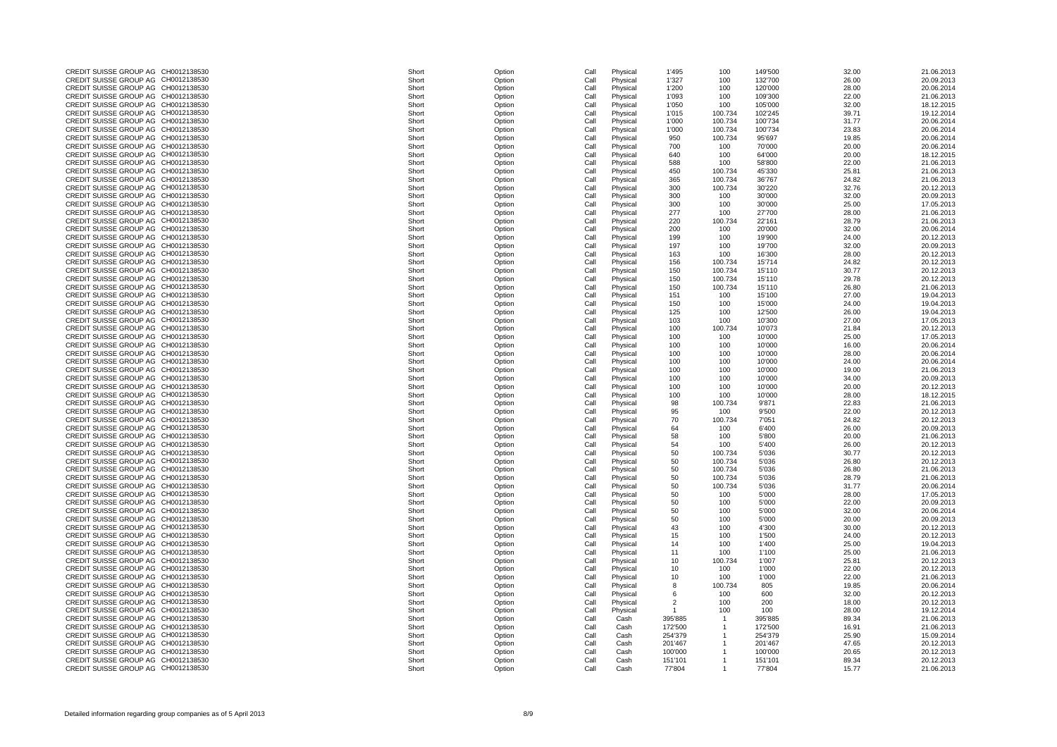| | | | | | | | | | | |
|---|---|---|---|---|---|---|---|---|---|---|
| CREDIT SUISSE GROUP AG | CH0012138530 | Short | Option | Call | Physical | 1'495 | 100 | 149'500 | 32.00 | 21.06.2013 |
| CREDIT SUISSE GROUP AG | CH0012138530 | Short | Option | Call | Physical | 1'327 | 100 | 132'700 | 26.00 | 20.09.2013 |
| CREDIT SUISSE GROUP AG | CH0012138530 | Short | Option | Call | Physical | 1'200 | 100 | 120'000 | 28.00 | 20.06.2014 |
| CREDIT SUISSE GROUP AG | CH0012138530 | Short | Option | Call | Physical | 1'093 | 100 | 109'300 | 22.00 | 21.06.2013 |
| CREDIT SUISSE GROUP AG | CH0012138530 | Short | Option | Call | Physical | 1'050 | 100 | 105'000 | 32.00 | 18.12.2015 |
| CREDIT SUISSE GROUP AG | CH0012138530 | Short | Option | Call | Physical | 1'015 | 100.734 | 102'245 | 39.71 | 19.12.2014 |
| CREDIT SUISSE GROUP AG | CH0012138530 | Short | Option | Call | Physical | 1'000 | 100.734 | 100'734 | 31.77 | 20.06.2014 |
| CREDIT SUISSE GROUP AG | CH0012138530 | Short | Option | Call | Physical | 1'000 | 100.734 | 100'734 | 23.83 | 20.06.2014 |
| CREDIT SUISSE GROUP AG | CH0012138530 | Short | Option | Call | Physical | 950 | 100.734 | 95'697 | 19.85 | 20.06.2014 |
| CREDIT SUISSE GROUP AG | CH0012138530 | Short | Option | Call | Physical | 700 | 100 | 70'000 | 20.00 | 20.06.2014 |
| CREDIT SUISSE GROUP AG | CH0012138530 | Short | Option | Call | Physical | 640 | 100 | 64'000 | 20.00 | 18.12.2015 |
| CREDIT SUISSE GROUP AG | CH0012138530 | Short | Option | Call | Physical | 588 | 100 | 58'800 | 22.00 | 21.06.2013 |
| CREDIT SUISSE GROUP AG | CH0012138530 | Short | Option | Call | Physical | 450 | 100.734 | 45'330 | 25.81 | 21.06.2013 |
| CREDIT SUISSE GROUP AG | CH0012138530 | Short | Option | Call | Physical | 365 | 100.734 | 36'767 | 24.82 | 21.06.2013 |
| CREDIT SUISSE GROUP AG | CH0012138530 | Short | Option | Call | Physical | 300 | 100.734 | 30'220 | 32.76 | 20.12.2013 |
| CREDIT SUISSE GROUP AG | CH0012138530 | Short | Option | Call | Physical | 300 | 100 | 30'000 | 32.00 | 20.09.2013 |
| CREDIT SUISSE GROUP AG | CH0012138530 | Short | Option | Call | Physical | 300 | 100 | 30'000 | 25.00 | 17.05.2013 |
| CREDIT SUISSE GROUP AG | CH0012138530 | Short | Option | Call | Physical | 277 | 100 | 27'700 | 28.00 | 21.06.2013 |
| CREDIT SUISSE GROUP AG | CH0012138530 | Short | Option | Call | Physical | 220 | 100.734 | 22'161 | 28.79 | 21.06.2013 |
| CREDIT SUISSE GROUP AG | CH0012138530 | Short | Option | Call | Physical | 200 | 100 | 20'000 | 32.00 | 20.06.2014 |
| CREDIT SUISSE GROUP AG | CH0012138530 | Short | Option | Call | Physical | 199 | 100 | 19'900 | 24.00 | 20.12.2013 |
| CREDIT SUISSE GROUP AG | CH0012138530 | Short | Option | Call | Physical | 197 | 100 | 19'700 | 32.00 | 20.09.2013 |
| CREDIT SUISSE GROUP AG | CH0012138530 | Short | Option | Call | Physical | 163 | 100 | 16'300 | 28.00 | 20.12.2013 |
| CREDIT SUISSE GROUP AG | CH0012138530 | Short | Option | Call | Physical | 156 | 100.734 | 15'714 | 24.82 | 20.12.2013 |
| CREDIT SUISSE GROUP AG | CH0012138530 | Short | Option | Call | Physical | 150 | 100.734 | 15'110 | 30.77 | 20.12.2013 |
| CREDIT SUISSE GROUP AG | CH0012138530 | Short | Option | Call | Physical | 150 | 100.734 | 15'110 | 29.78 | 20.12.2013 |
| CREDIT SUISSE GROUP AG | CH0012138530 | Short | Option | Call | Physical | 150 | 100.734 | 15'110 | 26.80 | 21.06.2013 |
| CREDIT SUISSE GROUP AG | CH0012138530 | Short | Option | Call | Physical | 151 | 100 | 15'100 | 27.00 | 19.04.2013 |
| CREDIT SUISSE GROUP AG | CH0012138530 | Short | Option | Call | Physical | 150 | 100 | 15'000 | 24.00 | 19.04.2013 |
| CREDIT SUISSE GROUP AG | CH0012138530 | Short | Option | Call | Physical | 125 | 100 | 12'500 | 26.00 | 19.04.2013 |
| CREDIT SUISSE GROUP AG | CH0012138530 | Short | Option | Call | Physical | 103 | 100 | 10'300 | 27.00 | 17.05.2013 |
| CREDIT SUISSE GROUP AG | CH0012138530 | Short | Option | Call | Physical | 100 | 100.734 | 10'073 | 21.84 | 20.12.2013 |
| CREDIT SUISSE GROUP AG | CH0012138530 | Short | Option | Call | Physical | 100 | 100 | 10'000 | 25.00 | 17.05.2013 |
| CREDIT SUISSE GROUP AG | CH0012138530 | Short | Option | Call | Physical | 100 | 100 | 10'000 | 16.00 | 20.06.2014 |
| CREDIT SUISSE GROUP AG | CH0012138530 | Short | Option | Call | Physical | 100 | 100 | 10'000 | 28.00 | 20.06.2014 |
| CREDIT SUISSE GROUP AG | CH0012138530 | Short | Option | Call | Physical | 100 | 100 | 10'000 | 24.00 | 20.06.2014 |
| CREDIT SUISSE GROUP AG | CH0012138530 | Short | Option | Call | Physical | 100 | 100 | 10'000 | 19.00 | 21.06.2013 |
| CREDIT SUISSE GROUP AG | CH0012138530 | Short | Option | Call | Physical | 100 | 100 | 10'000 | 34.00 | 20.09.2013 |
| CREDIT SUISSE GROUP AG | CH0012138530 | Short | Option | Call | Physical | 100 | 100 | 10'000 | 20.00 | 20.12.2013 |
| CREDIT SUISSE GROUP AG | CH0012138530 | Short | Option | Call | Physical | 100 | 100 | 10'000 | 28.00 | 18.12.2015 |
| CREDIT SUISSE GROUP AG | CH0012138530 | Short | Option | Call | Physical | 98 | 100.734 | 9'871 | 22.83 | 21.06.2013 |
| CREDIT SUISSE GROUP AG | CH0012138530 | Short | Option | Call | Physical | 95 | 100 | 9'500 | 22.00 | 20.12.2013 |
| CREDIT SUISSE GROUP AG | CH0012138530 | Short | Option | Call | Physical | 70 | 100.734 | 7'051 | 24.82 | 20.12.2013 |
| CREDIT SUISSE GROUP AG | CH0012138530 | Short | Option | Call | Physical | 64 | 100 | 6'400 | 26.00 | 20.09.2013 |
| CREDIT SUISSE GROUP AG | CH0012138530 | Short | Option | Call | Physical | 58 | 100 | 5'800 | 20.00 | 21.06.2013 |
| CREDIT SUISSE GROUP AG | CH0012138530 | Short | Option | Call | Physical | 54 | 100 | 5'400 | 26.00 | 20.12.2013 |
| CREDIT SUISSE GROUP AG | CH0012138530 | Short | Option | Call | Physical | 50 | 100.734 | 5'036 | 30.77 | 20.12.2013 |
| CREDIT SUISSE GROUP AG | CH0012138530 | Short | Option | Call | Physical | 50 | 100.734 | 5'036 | 26.80 | 20.12.2013 |
| CREDIT SUISSE GROUP AG | CH0012138530 | Short | Option | Call | Physical | 50 | 100.734 | 5'036 | 26.80 | 21.06.2013 |
| CREDIT SUISSE GROUP AG | CH0012138530 | Short | Option | Call | Physical | 50 | 100.734 | 5'036 | 28.79 | 21.06.2013 |
| CREDIT SUISSE GROUP AG | CH0012138530 | Short | Option | Call | Physical | 50 | 100.734 | 5'036 | 31.77 | 20.06.2014 |
| CREDIT SUISSE GROUP AG | CH0012138530 | Short | Option | Call | Physical | 50 | 100 | 5'000 | 28.00 | 17.05.2013 |
| CREDIT SUISSE GROUP AG | CH0012138530 | Short | Option | Call | Physical | 50 | 100 | 5'000 | 22.00 | 20.09.2013 |
| CREDIT SUISSE GROUP AG | CH0012138530 | Short | Option | Call | Physical | 50 | 100 | 5'000 | 32.00 | 20.06.2014 |
| CREDIT SUISSE GROUP AG | CH0012138530 | Short | Option | Call | Physical | 50 | 100 | 5'000 | 20.00 | 20.09.2013 |
| CREDIT SUISSE GROUP AG | CH0012138530 | Short | Option | Call | Physical | 43 | 100 | 4'300 | 30.00 | 20.12.2013 |
| CREDIT SUISSE GROUP AG | CH0012138530 | Short | Option | Call | Physical | 15 | 100 | 1'500 | 24.00 | 20.12.2013 |
| CREDIT SUISSE GROUP AG | CH0012138530 | Short | Option | Call | Physical | 14 | 100 | 1'400 | 25.00 | 19.04.2013 |
| CREDIT SUISSE GROUP AG | CH0012138530 | Short | Option | Call | Physical | 11 | 100 | 1'100 | 25.00 | 21.06.2013 |
| CREDIT SUISSE GROUP AG | CH0012138530 | Short | Option | Call | Physical | 10 | 100.734 | 1'007 | 25.81 | 20.12.2013 |
| CREDIT SUISSE GROUP AG | CH0012138530 | Short | Option | Call | Physical | 10 | 100 | 1'000 | 22.00 | 20.12.2013 |
| CREDIT SUISSE GROUP AG | CH0012138530 | Short | Option | Call | Physical | 10 | 100 | 1'000 | 22.00 | 21.06.2013 |
| CREDIT SUISSE GROUP AG | CH0012138530 | Short | Option | Call | Physical | 8 | 100.734 | 805 | 19.85 | 20.06.2014 |
| CREDIT SUISSE GROUP AG | CH0012138530 | Short | Option | Call | Physical | 6 | 100 | 600 | 32.00 | 20.12.2013 |
| CREDIT SUISSE GROUP AG | CH0012138530 | Short | Option | Call | Physical | 2 | 100 | 200 | 18.00 | 20.12.2013 |
| CREDIT SUISSE GROUP AG | CH0012138530 | Short | Option | Call | Physical | 1 | 100 | 100 | 28.00 | 19.12.2014 |
| CREDIT SUISSE GROUP AG | CH0012138530 | Short | Option | Call | Cash | 395'885 | 1 | 395'885 | 89.34 | 21.06.2013 |
| CREDIT SUISSE GROUP AG | CH0012138530 | Short | Option | Call | Cash | 172'500 | 1 | 172'500 | 16.91 | 21.06.2013 |
| CREDIT SUISSE GROUP AG | CH0012138530 | Short | Option | Call | Cash | 254'379 | 1 | 254'379 | 25.90 | 15.09.2014 |
| CREDIT SUISSE GROUP AG | CH0012138530 | Short | Option | Call | Cash | 201'467 | 1 | 201'467 | 47.65 | 20.12.2013 |
| CREDIT SUISSE GROUP AG | CH0012138530 | Short | Option | Call | Cash | 100'000 | 1 | 100'000 | 20.65 | 20.12.2013 |
| CREDIT SUISSE GROUP AG | CH0012138530 | Short | Option | Call | Cash | 151'101 | 1 | 151'101 | 89.34 | 20.12.2013 |
| CREDIT SUISSE GROUP AG | CH0012138530 | Short | Option | Call | Cash | 77'804 | 1 | 77'804 | 15.77 | 21.06.2013 |

Detailed information regarding group companies as of 5 April 2013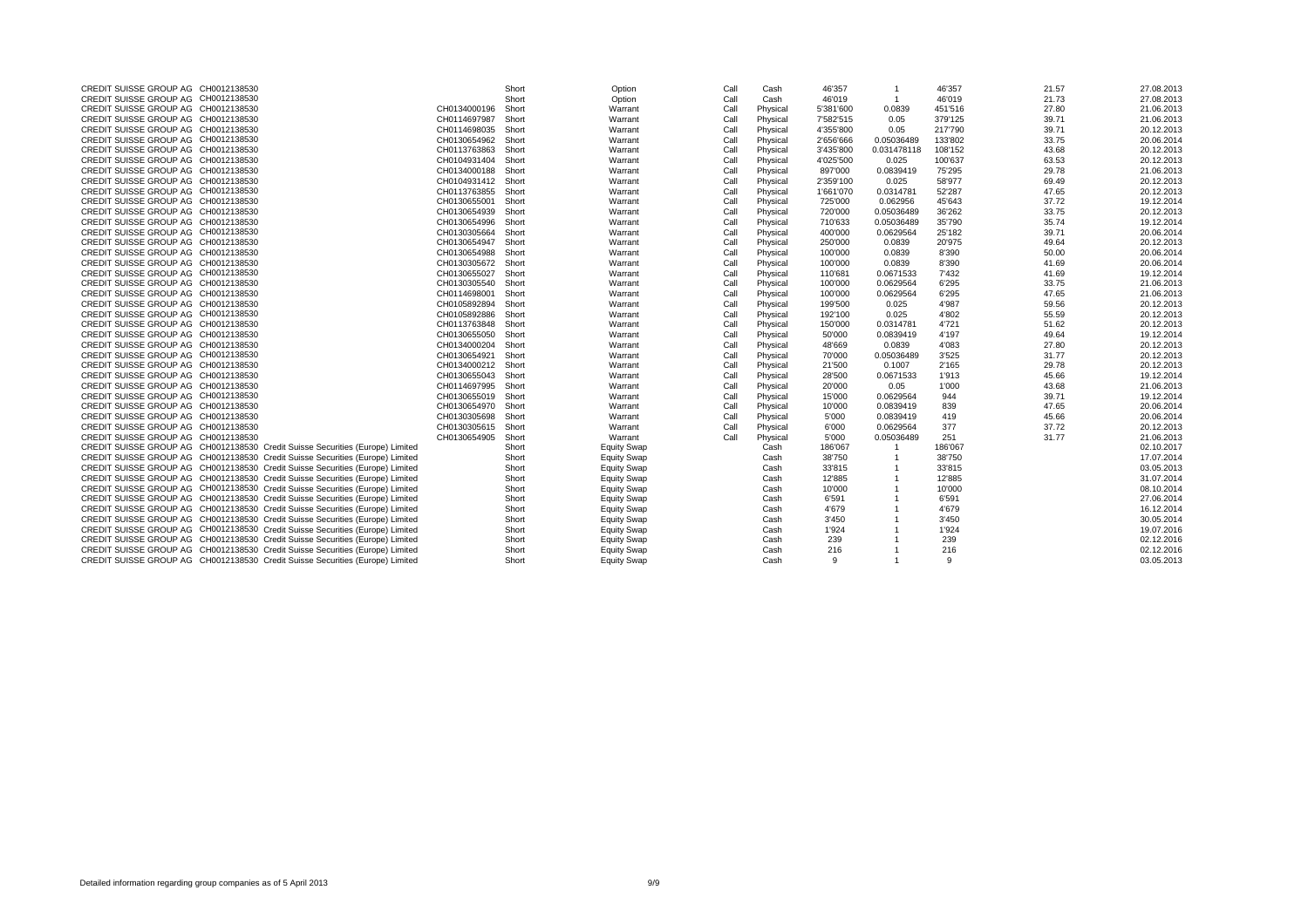| | | | | | | | | | | | | |
|---|---|---|---|---|---|---|---|---|---|---|---|---|
| CREDIT SUISSE GROUP AG | CH0012138530 | | | Short | Option | Call | Cash | 46'357 | 1 | 46'357 | 21.57 | 27.08.2013 |
| CREDIT SUISSE GROUP AG | CH0012138530 | | | Short | Option | Call | Cash | 46'019 | 1 | 46'019 | 21.73 | 27.08.2013 |
| CREDIT SUISSE GROUP AG | CH0012138530 | | CH0134000196 | Short | Warrant | Call | Physical | 5'381'600 | 0.0839 | 451'516 | 27.80 | 21.06.2013 |
| CREDIT SUISSE GROUP AG | CH0012138530 | | CH0114697987 | Short | Warrant | Call | Physical | 7'582'515 | 0.05 | 379'125 | 39.71 | 21.06.2013 |
| CREDIT SUISSE GROUP AG | CH0012138530 | | CH0114698035 | Short | Warrant | Call | Physical | 4'355'800 | 0.05 | 217'790 | 39.71 | 20.12.2013 |
| CREDIT SUISSE GROUP AG | CH0012138530 | | CH0130654962 | Short | Warrant | Call | Physical | 2'656'666 | 0.05036489 | 133'802 | 33.75 | 20.06.2014 |
| CREDIT SUISSE GROUP AG | CH0012138530 | | CH0113763863 | Short | Warrant | Call | Physical | 3'435'800 | 0.031478118 | 108'152 | 43.68 | 20.12.2013 |
| CREDIT SUISSE GROUP AG | CH0012138530 | | CH0104931404 | Short | Warrant | Call | Physical | 4'025'500 | 0.025 | 100'637 | 63.53 | 20.12.2013 |
| CREDIT SUISSE GROUP AG | CH0012138530 | | CH0134000188 | Short | Warrant | Call | Physical | 897'000 | 0.0839419 | 75'295 | 29.78 | 21.06.2013 |
| CREDIT SUISSE GROUP AG | CH0012138530 | | CH0104931412 | Short | Warrant | Call | Physical | 2'359'100 | 0.025 | 58'977 | 69.49 | 20.12.2013 |
| CREDIT SUISSE GROUP AG | CH0012138530 | | CH0113763855 | Short | Warrant | Call | Physical | 1'661'070 | 0.0314781 | 52'287 | 47.65 | 20.12.2013 |
| CREDIT SUISSE GROUP AG | CH0012138530 | | CH0130655001 | Short | Warrant | Call | Physical | 725'000 | 0.062956 | 45'643 | 37.72 | 19.12.2014 |
| CREDIT SUISSE GROUP AG | CH0012138530 | | CH0130654939 | Short | Warrant | Call | Physical | 720'000 | 0.05036489 | 36'262 | 33.75 | 20.12.2013 |
| CREDIT SUISSE GROUP AG | CH0012138530 | | CH0130654996 | Short | Warrant | Call | Physical | 710'633 | 0.05036489 | 35'790 | 35.74 | 19.12.2014 |
| CREDIT SUISSE GROUP AG | CH0012138530 | | CH0130305664 | Short | Warrant | Call | Physical | 400'000 | 0.0629564 | 25'182 | 39.71 | 20.06.2014 |
| CREDIT SUISSE GROUP AG | CH0012138530 | | CH0130654947 | Short | Warrant | Call | Physical | 250'000 | 0.0839 | 20'975 | 49.64 | 20.12.2013 |
| CREDIT SUISSE GROUP AG | CH0012138530 | | CH0130654988 | Short | Warrant | Call | Physical | 100'000 | 0.0839 | 8'390 | 50.00 | 20.06.2014 |
| CREDIT SUISSE GROUP AG | CH0012138530 | | CH0130305672 | Short | Warrant | Call | Physical | 100'000 | 0.0839 | 8'390 | 41.69 | 20.06.2014 |
| CREDIT SUISSE GROUP AG | CH0012138530 | | CH0130655027 | Short | Warrant | Call | Physical | 110'681 | 0.0671533 | 7'432 | 41.69 | 19.12.2014 |
| CREDIT SUISSE GROUP AG | CH0012138530 | | CH0130305540 | Short | Warrant | Call | Physical | 100'000 | 0.0629564 | 6'295 | 33.75 | 21.06.2013 |
| CREDIT SUISSE GROUP AG | CH0012138530 | | CH0114698001 | Short | Warrant | Call | Physical | 100'000 | 0.0629564 | 6'295 | 47.65 | 21.06.2013 |
| CREDIT SUISSE GROUP AG | CH0012138530 | | CH0105892894 | Short | Warrant | Call | Physical | 199'500 | 0.025 | 4'987 | 59.56 | 20.12.2013 |
| CREDIT SUISSE GROUP AG | CH0012138530 | | CH0105892886 | Short | Warrant | Call | Physical | 192'100 | 0.025 | 4'802 | 55.59 | 20.12.2013 |
| CREDIT SUISSE GROUP AG | CH0012138530 | | CH0113763848 | Short | Warrant | Call | Physical | 150'000 | 0.0314781 | 4'721 | 51.62 | 20.12.2013 |
| CREDIT SUISSE GROUP AG | CH0012138530 | | CH0130655050 | Short | Warrant | Call | Physical | 50'000 | 0.0839419 | 4'197 | 49.64 | 19.12.2014 |
| CREDIT SUISSE GROUP AG | CH0012138530 | | CH0134000204 | Short | Warrant | Call | Physical | 48'669 | 0.0839 | 4'083 | 27.80 | 20.12.2013 |
| CREDIT SUISSE GROUP AG | CH0012138530 | | CH0130654921 | Short | Warrant | Call | Physical | 70'000 | 0.05036489 | 3'525 | 31.77 | 20.12.2013 |
| CREDIT SUISSE GROUP AG | CH0012138530 | | CH0134000212 | Short | Warrant | Call | Physical | 21'500 | 0.1007 | 2'165 | 29.78 | 20.12.2013 |
| CREDIT SUISSE GROUP AG | CH0012138530 | | CH0130655043 | Short | Warrant | Call | Physical | 28'500 | 0.0671533 | 1'913 | 45.66 | 19.12.2014 |
| CREDIT SUISSE GROUP AG | CH0012138530 | | CH0114697995 | Short | Warrant | Call | Physical | 20'000 | 0.05 | 1'000 | 43.68 | 21.06.2013 |
| CREDIT SUISSE GROUP AG | CH0012138530 | | CH0130655019 | Short | Warrant | Call | Physical | 15'000 | 0.0629564 | 944 | 39.71 | 19.12.2014 |
| CREDIT SUISSE GROUP AG | CH0012138530 | | CH0130654970 | Short | Warrant | Call | Physical | 10'000 | 0.0839419 | 839 | 47.65 | 20.06.2014 |
| CREDIT SUISSE GROUP AG | CH0012138530 | | CH0130305698 | Short | Warrant | Call | Physical | 5'000 | 0.0839419 | 419 | 45.66 | 20.06.2014 |
| CREDIT SUISSE GROUP AG | CH0012138530 | | CH0130305615 | Short | Warrant | Call | Physical | 6'000 | 0.0629564 | 377 | 37.72 | 20.12.2013 |
| CREDIT SUISSE GROUP AG | CH0012138530 | | CH0130654905 | Short | Warrant | Call | Physical | 5'000 | 0.05036489 | 251 | 31.77 | 21.06.2013 |
| CREDIT SUISSE GROUP AG | CH0012138530 | Credit Suisse Securities (Europe) Limited | | Short | Equity Swap | | Cash | 186'067 | 1 | 186'067 | | 02.10.2017 |
| CREDIT SUISSE GROUP AG | CH0012138530 | Credit Suisse Securities (Europe) Limited | | Short | Equity Swap | | Cash | 38'750 | 1 | 38'750 | | 17.07.2014 |
| CREDIT SUISSE GROUP AG | CH0012138530 | Credit Suisse Securities (Europe) Limited | | Short | Equity Swap | | Cash | 33'815 | 1 | 33'815 | | 03.05.2013 |
| CREDIT SUISSE GROUP AG | CH0012138530 | Credit Suisse Securities (Europe) Limited | | Short | Equity Swap | | Cash | 12'885 | 1 | 12'885 | | 31.07.2014 |
| CREDIT SUISSE GROUP AG | CH0012138530 | Credit Suisse Securities (Europe) Limited | | Short | Equity Swap | | Cash | 10'000 | 1 | 10'000 | | 08.10.2014 |
| CREDIT SUISSE GROUP AG | CH0012138530 | Credit Suisse Securities (Europe) Limited | | Short | Equity Swap | | Cash | 6'591 | 1 | 6'591 | | 27.06.2014 |
| CREDIT SUISSE GROUP AG | CH0012138530 | Credit Suisse Securities (Europe) Limited | | Short | Equity Swap | | Cash | 4'679 | 1 | 4'679 | | 16.12.2014 |
| CREDIT SUISSE GROUP AG | CH0012138530 | Credit Suisse Securities (Europe) Limited | | Short | Equity Swap | | Cash | 3'450 | 1 | 3'450 | | 30.05.2014 |
| CREDIT SUISSE GROUP AG | CH0012138530 | Credit Suisse Securities (Europe) Limited | | Short | Equity Swap | | Cash | 1'924 | 1 | 1'924 | | 19.07.2016 |
| CREDIT SUISSE GROUP AG | CH0012138530 | Credit Suisse Securities (Europe) Limited | | Short | Equity Swap | | Cash | 239 | 1 | 239 | | 02.12.2016 |
| CREDIT SUISSE GROUP AG | CH0012138530 | Credit Suisse Securities (Europe) Limited | | Short | Equity Swap | | Cash | 216 | 1 | 216 | | 02.12.2016 |
| CREDIT SUISSE GROUP AG | CH0012138530 | Credit Suisse Securities (Europe) Limited | | Short | Equity Swap | | Cash | 9 | 1 | 9 | | 03.05.2013 |

Detailed information regarding group companies as of 5 April 2013